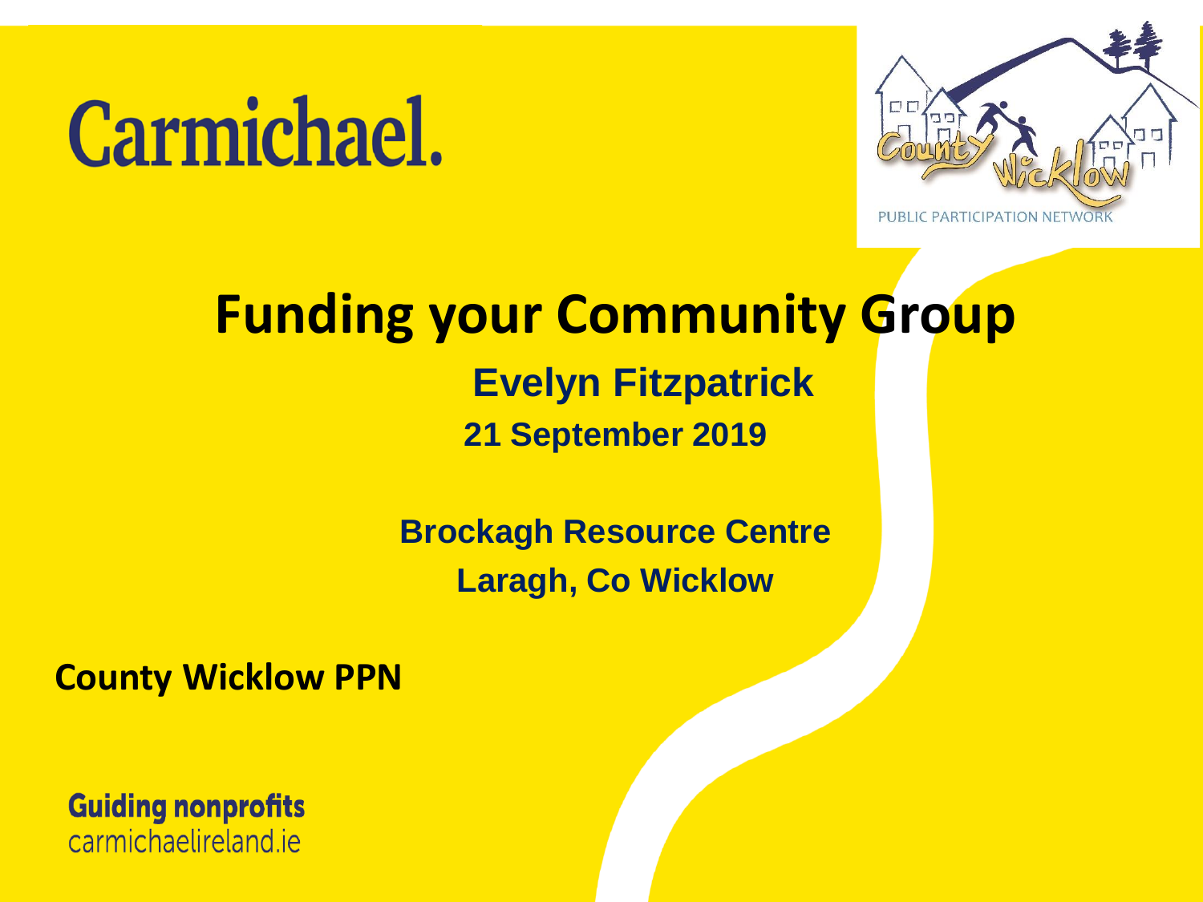Carmichael.

PUBLIC PARTICIPATION NETWORK

# Funding your Community Group

**Evelyn Fitzpatrick**

**21 September 2019**

**Brockagh Resource Centre**

**Laragh, Co Wicklow**

**County Wicklow PPN**

**Guiding nonprofits**
carmichaelireland.ie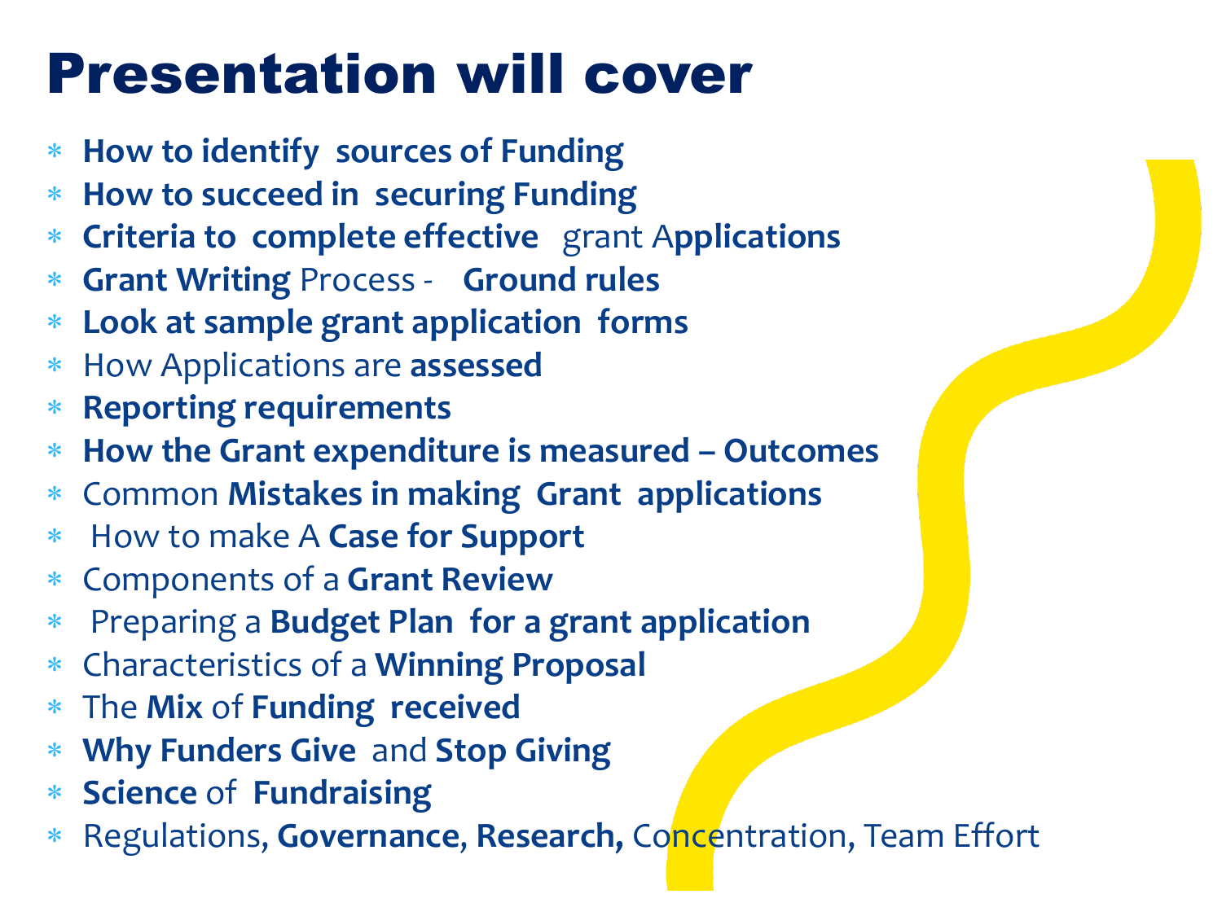# Presentation will cover

- **How to identify sources of Funding**
- **How to succeed in securing Funding**
- **Criteria to complete effective** grant A**pplications**
- **Grant Writing** Process - **Ground rules**
- **Look at sample grant application forms**
- How Applications are **assessed**
- **Reporting requirements**
- **How the Grant expenditure is measured – Outcomes**
- Common **Mistakes in making Grant applications**
- How to make A **Case for Support**
- Components of a **Grant Review**
- Preparing a **Budget Plan for a grant application**
- Characteristics of a **Winning Proposal**
- The **Mix** of **Funding received**
- **Why Funders Give** and **Stop Giving**
- **Science** of **Fundraising**
- Regulations, **Governance**, **Research,** Concentration, Team Effort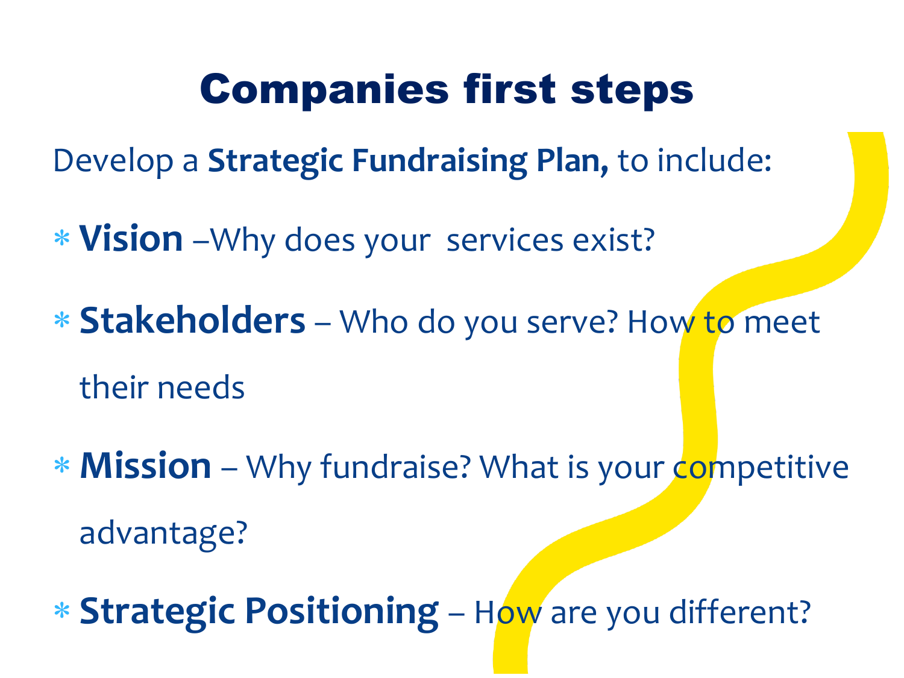# Companies first steps

Develop a **Strategic Fundraising Plan,** to include:

- **Vision** –Why does your services exist?
- **Stakeholders** – Who do you serve? How to meet their needs
- **Mission** – Why fundraise? What is your competitive advantage?
- **Strategic Positioning** – How are you different?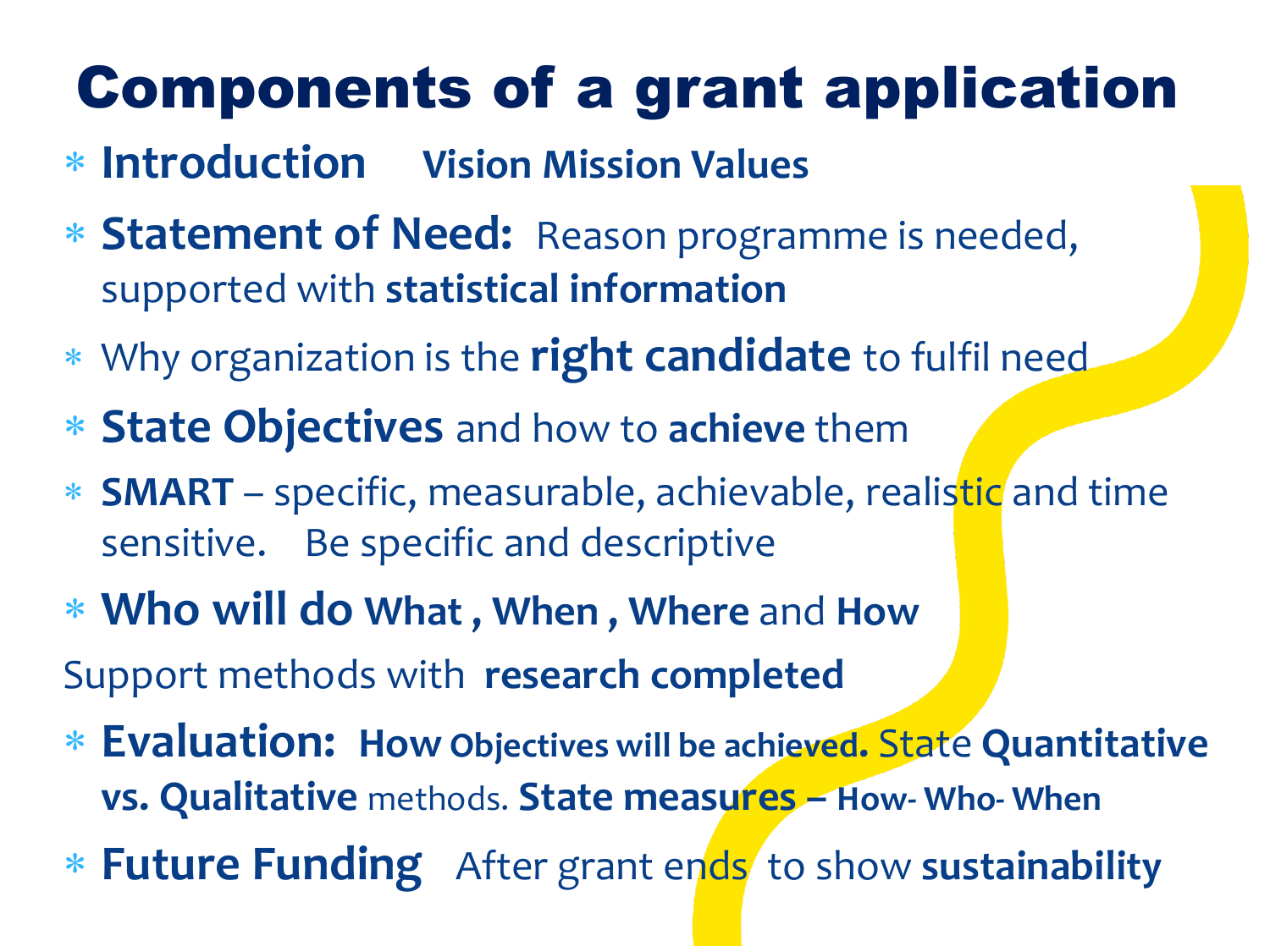# Components of a grant application

- **Introduction** **Vision Mission Values**
- **Statement of Need:** Reason programme is needed, supported with **statistical information**
- Why organization is the **right candidate** to fulfil need
- **State Objectives** and how to **achieve** them
- **SMART** – specific, measurable, achievable, realistic and time sensitive. Be specific and descriptive
- **Who will do What , When , Where** and **How**

Support methods with **research completed**

- **Evaluation: How Objectives will be achieved.** State **Quantitative vs. Qualitative** methods. **State measures – How- Who- When**
- **Future Funding** After grant ends to show **sustainability**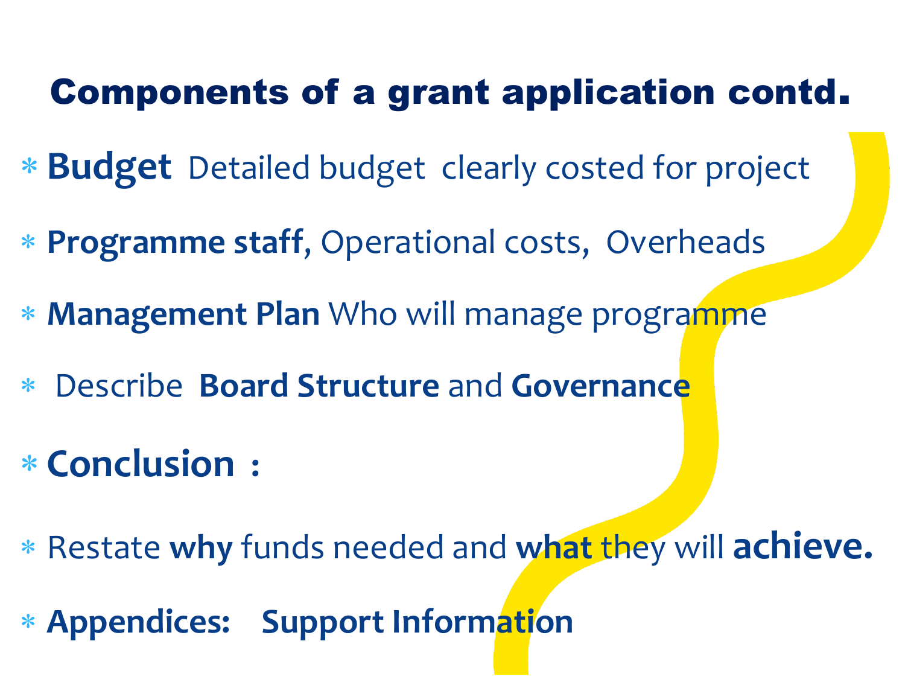# Components of a grant application contd.

- **Budget** Detailed budget clearly costed for project
- **Programme staff**, Operational costs, Overheads
- **Management Plan** Who will manage programme
- Describe **Board Structure** and **Governance**
- **Conclusion** :
- Restate **why** funds needed and **what** they will **achieve.**
- **Appendices: Support Information**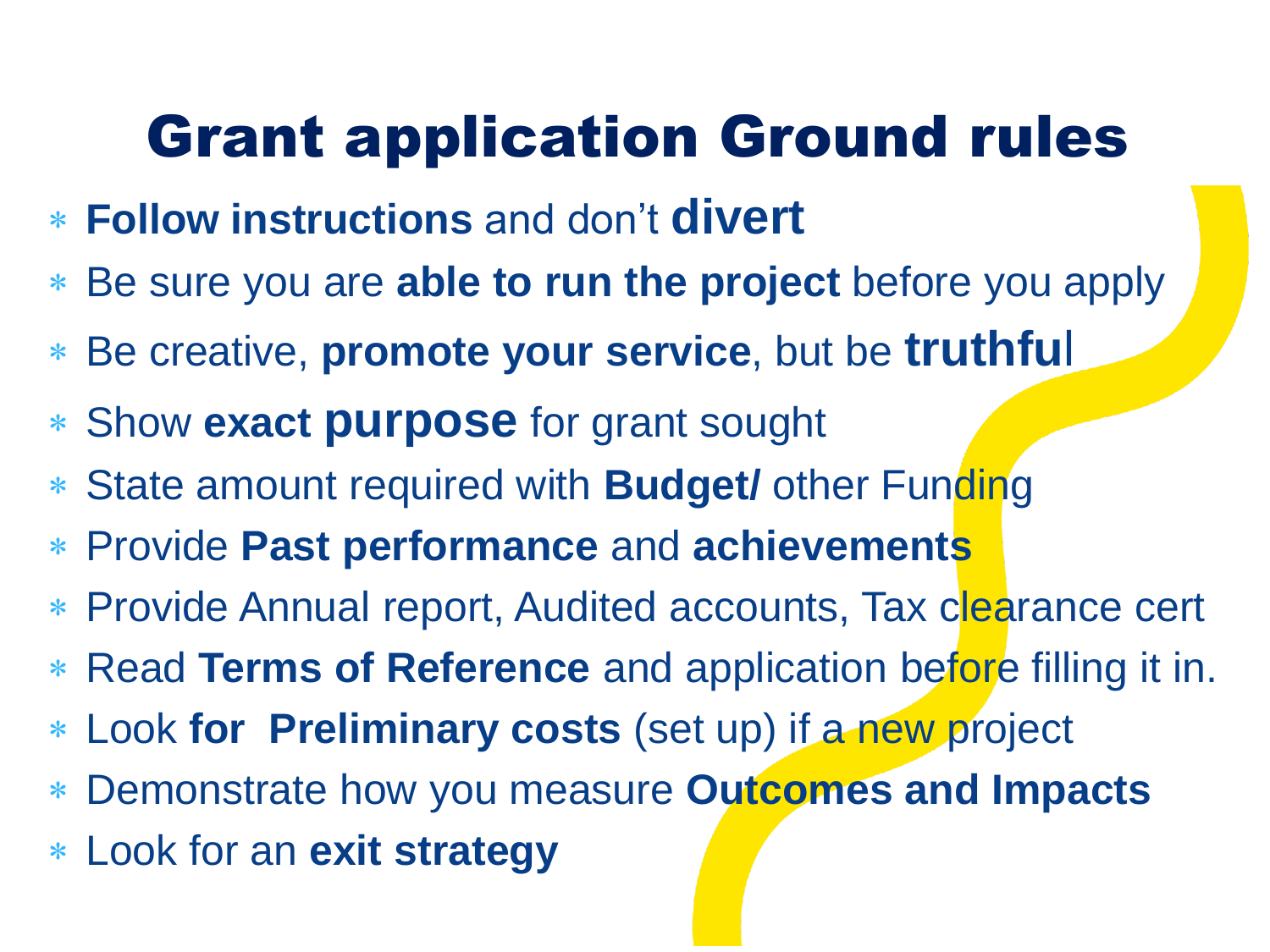# Grant application Ground rules

- **Follow instructions** and don't **divert**
- Be sure you are **able to run the project** before you apply
- Be creative, **promote your service**, but be **truthful**
- Show **exact purpose** for grant sought
- State amount required with **Budget/** other Funding
- Provide **Past performance** and **achievements**
- Provide Annual report, Audited accounts, Tax clearance cert
- Read **Terms of Reference** and application before filling it in.
- Look **for Preliminary costs** (set up) if a new project
- Demonstrate how you measure **Outcomes and Impacts**
- Look for an **exit strategy**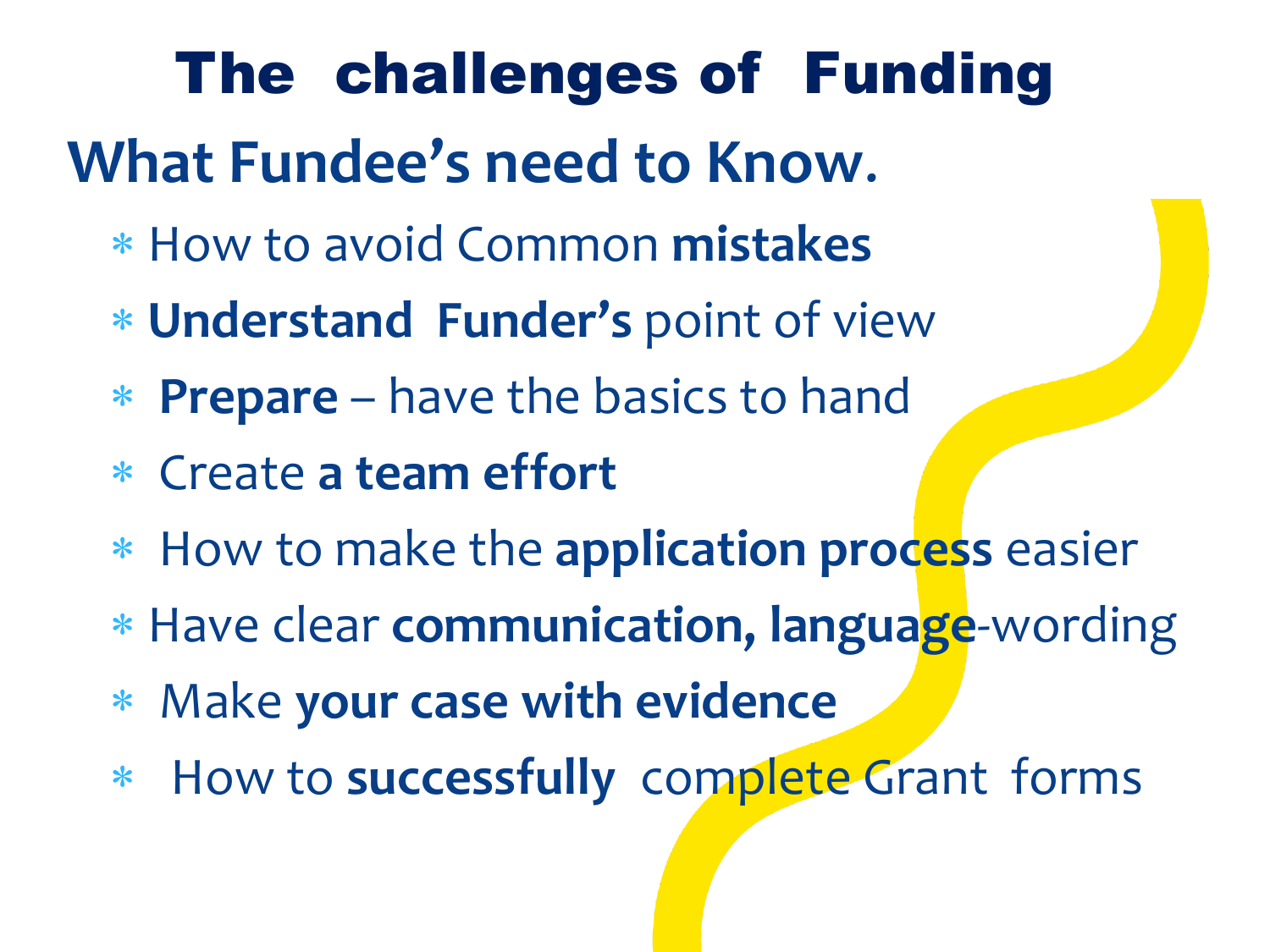# The challenges of Funding

## What Fundee's need to Know.

* How to avoid Common **mistakes**
* **Understand Funder's** point of view
* **Prepare** – have the basics to hand
* Create **a team effort**
* How to make the **application process** easier
* Have clear **communication, language**-wording
* Make **your case with evidence**
* How to **successfully** complete Grant forms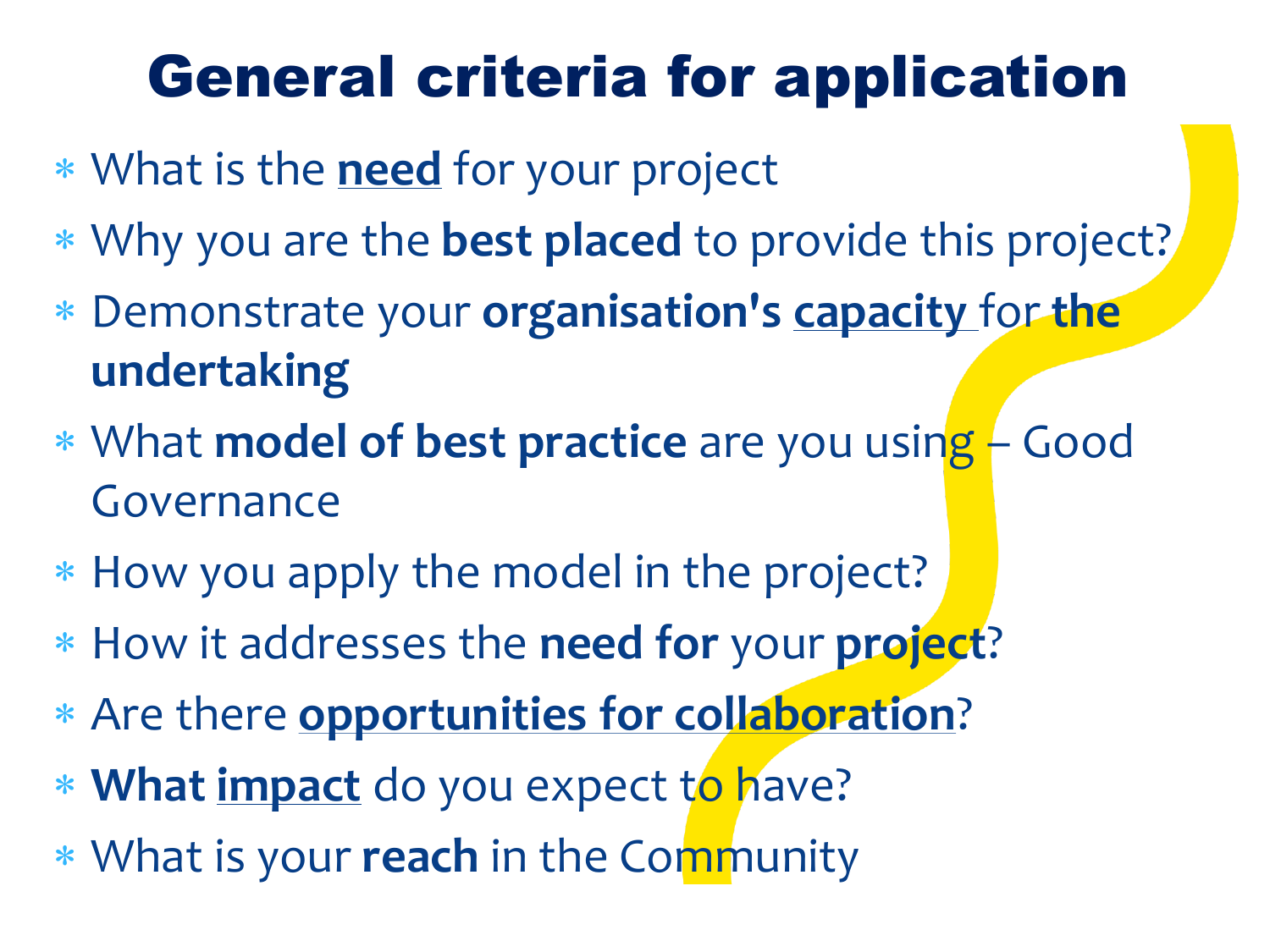# General criteria for application

- What is the **need** for your project
- Why you are the **best placed** to provide this project?
- Demonstrate your **organisation's capacity** for **the undertaking**
- What **model of best practice** are you using – Good Governance
- How you apply the model in the project?
- How it addresses the **need for** your **project**?
- Are there **opportunities for collaboration**?
- **What impact** do you expect to have?
- What is your **reach** in the Community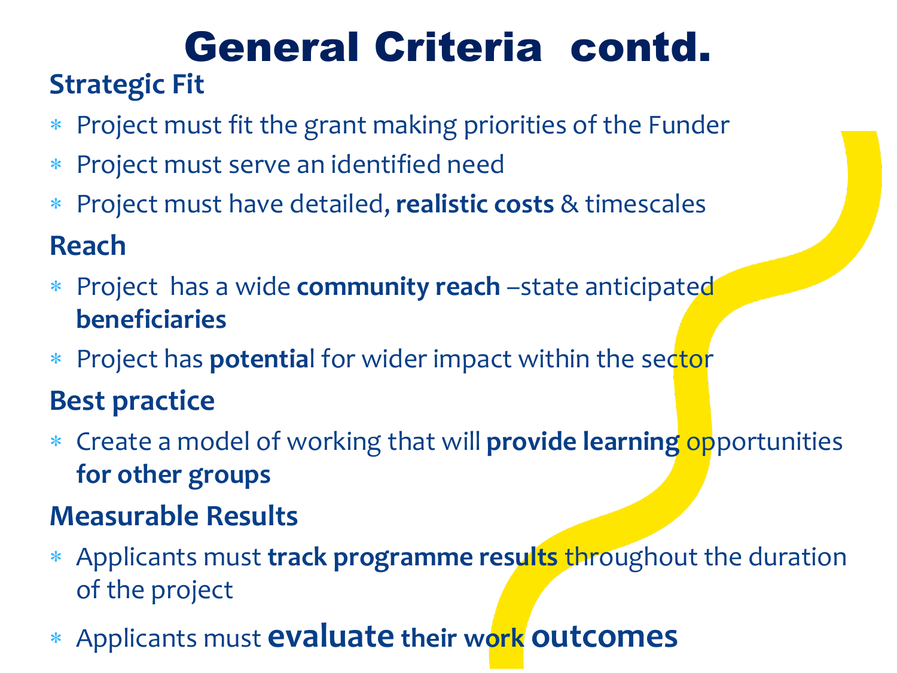# General Criteria contd.

## Strategic Fit

* Project must fit the grant making priorities of the Funder
* Project must serve an identified need
* Project must have detailed, **realistic costs** & timescales

## Reach

* Project has a wide **community reach** –state anticipated **beneficiaries**
* Project has **potentia**l for wider impact within the sector

## Best practice

* Create a model of working that will **provide learning** opportunities **for other groups**

## Measurable Results

* Applicants must **track programme results** throughout the duration of the project
* Applicants must **evaluate their work outcomes**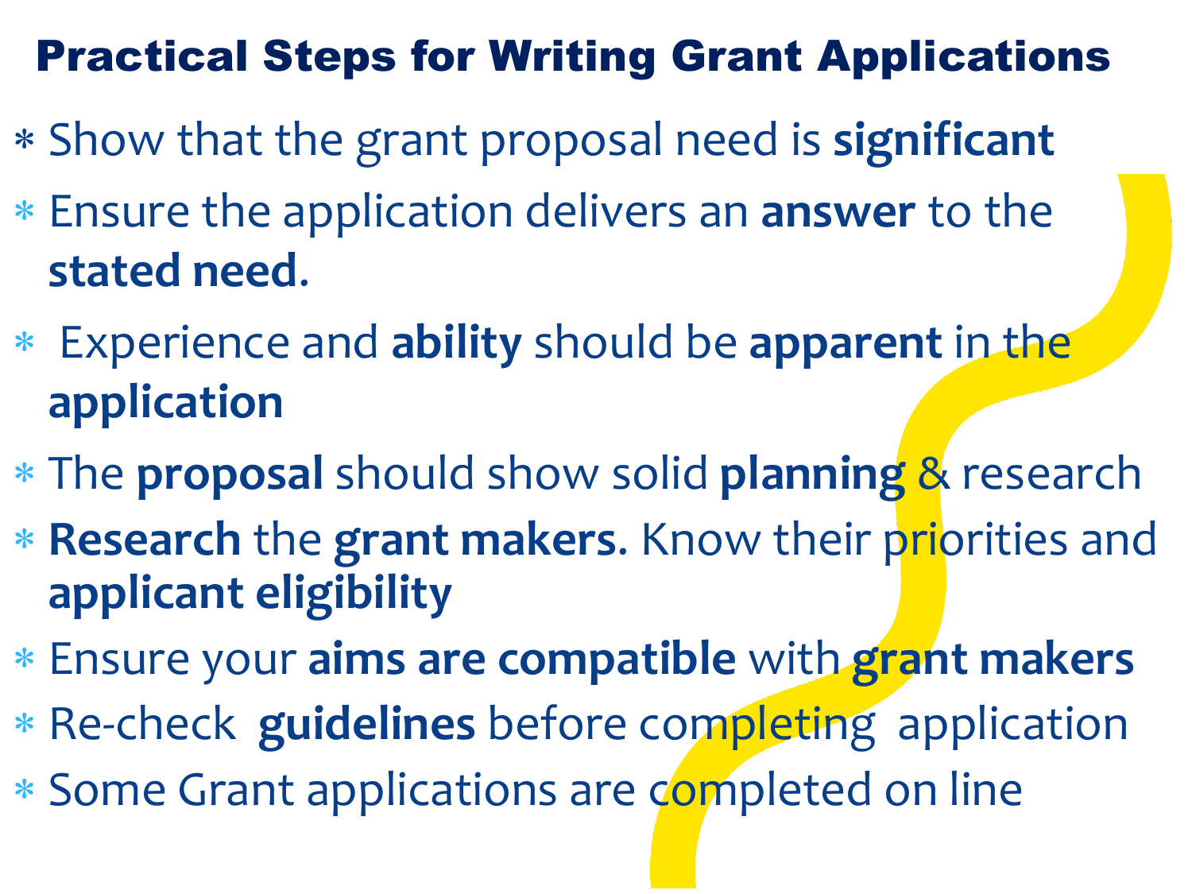# Practical Steps for Writing Grant Applications

- Show that the grant proposal need is **significant**
- Ensure the application delivers an **answer** to the **stated need**.
- Experience and **ability** should be **apparent** in the **application**
- The **proposal** should show solid **planning** & research
- **Research** the **grant makers.** Know their priorities and **applicant eligibility**
- Ensure your **aims are compatible** with **grant makers**
- Re-check **guidelines** before completing application
- Some Grant applications are completed on line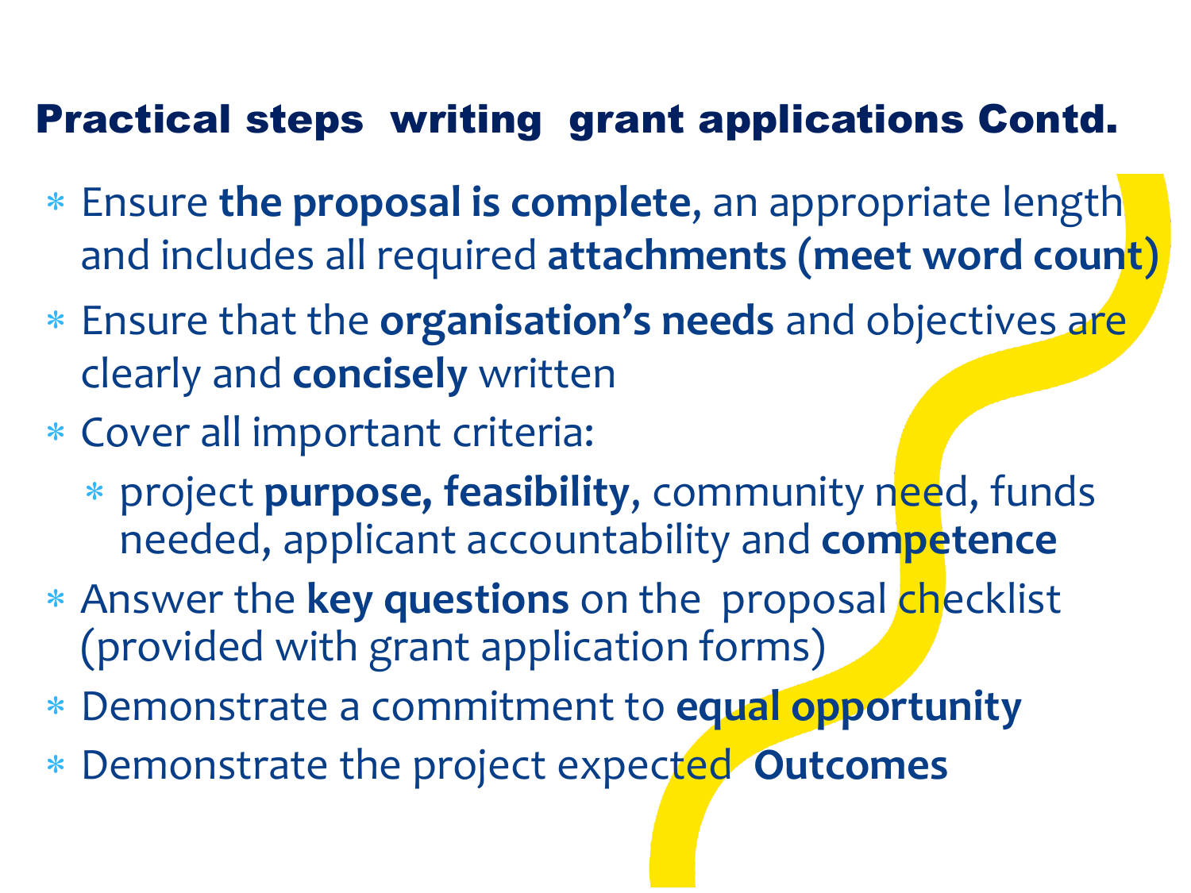# Practical steps  writing  grant applications Contd.

- Ensure **the proposal is complete**, an appropriate length and includes all required **attachments (meet word count)**
- Ensure that the **organisation's needs** and objectives are clearly and **concisely** written
- Cover all important criteria:
  - project **purpose, feasibility**, community need, funds needed, applicant accountability and **competence**
- Answer the **key questions** on the  proposal checklist (provided with grant application forms)
- Demonstrate a commitment to **equal opportunity**
- Demonstrate the project expected  **Outcomes**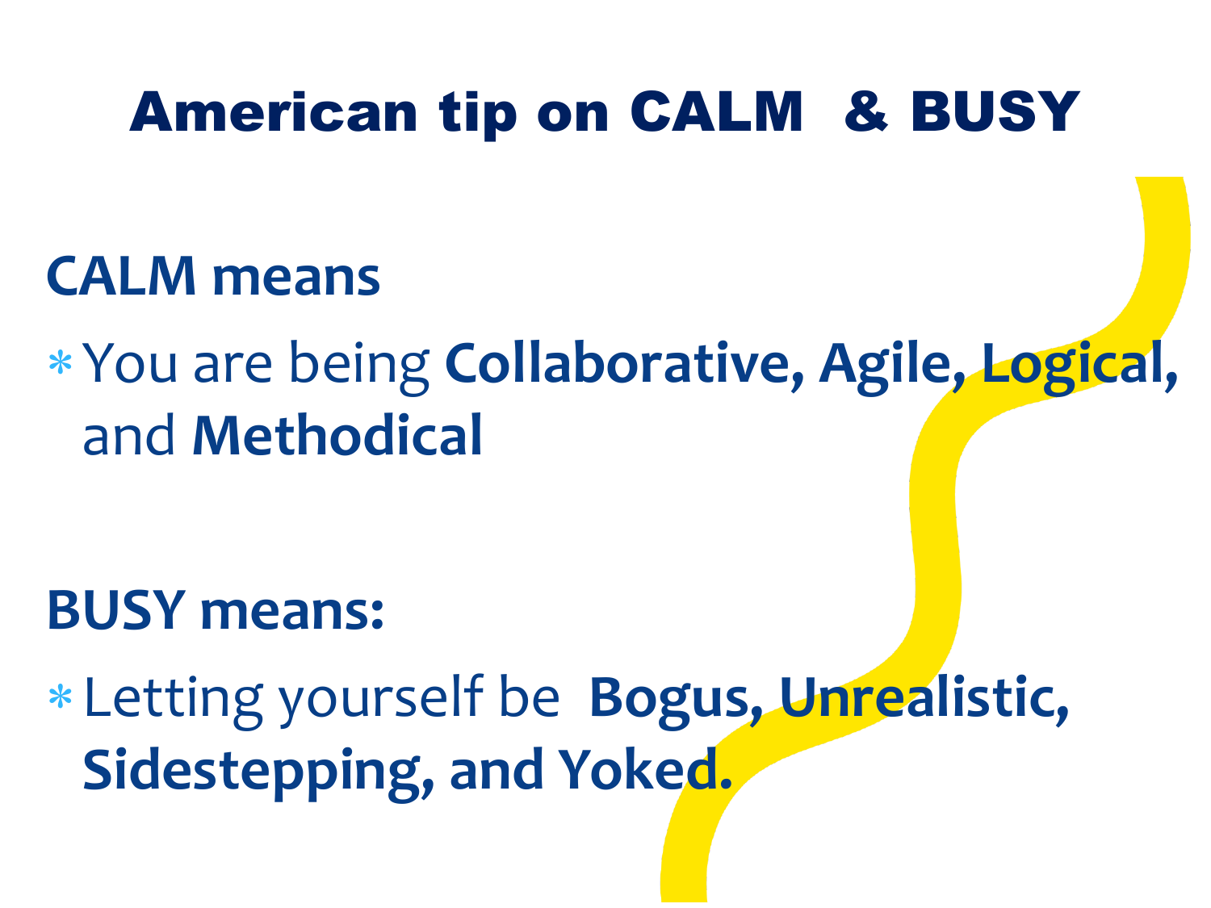# American tip on CALM & BUSY

## CALM means

- You are being **Collaborative, Agile, Logical,** and **Methodical**

## BUSY means:

- Letting yourself be **Bogus, Unrealistic, Sidestepping, and Yoked.**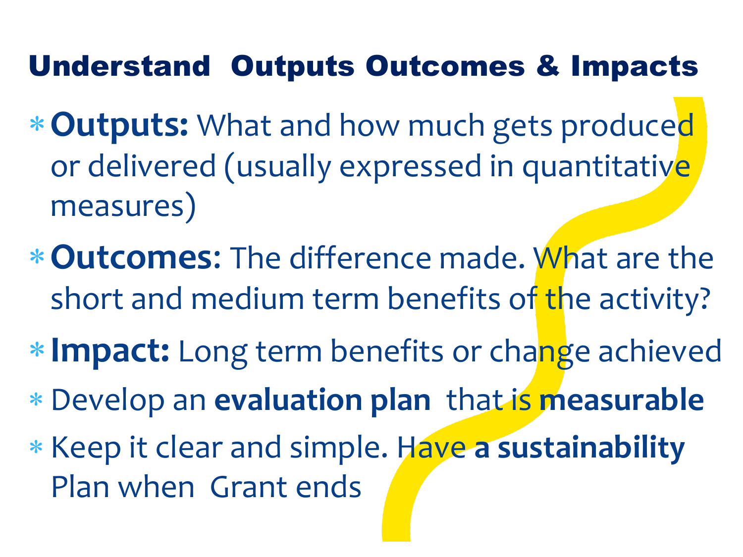## Understand Outputs Outcomes & Impacts

- **Outputs:** What and how much gets produced or delivered (usually expressed in quantitative measures)
- **Outcomes**: The difference made. What are the short and medium term benefits of the activity?
- **Impact:** Long term benefits or change achieved
- Develop an **evaluation plan** that is **measurable**
- Keep it clear and simple. Have **a sustainability** Plan when Grant ends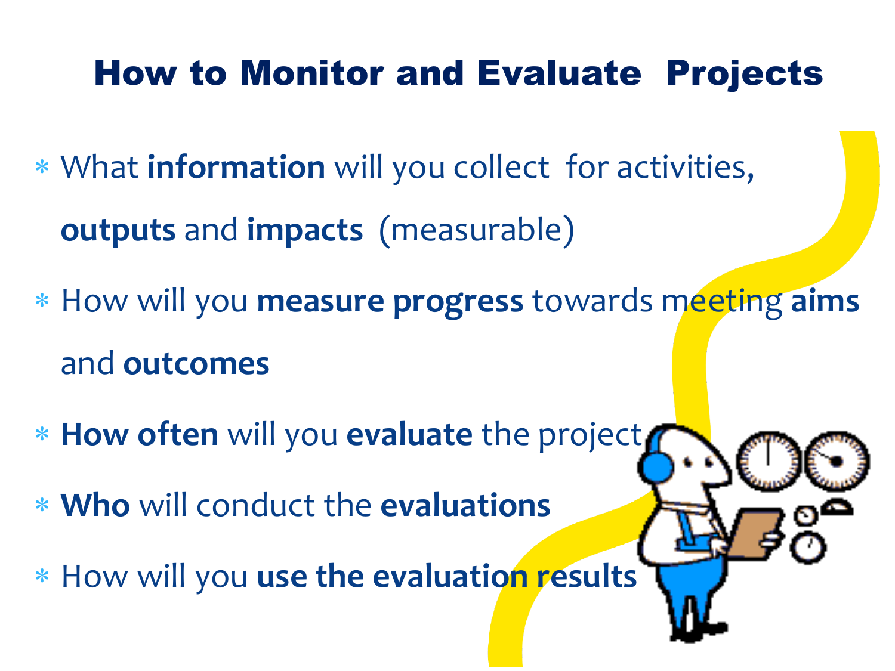# How to Monitor and Evaluate Projects

- What **information** will you collect for activities, **outputs** and **impacts** (measurable)
- How will you **measure progress** towards meeting **aims** and **outcomes**
- **How often** will you **evaluate** the project
- **Who** will conduct the **evaluations**
- How will you **use the evaluation results**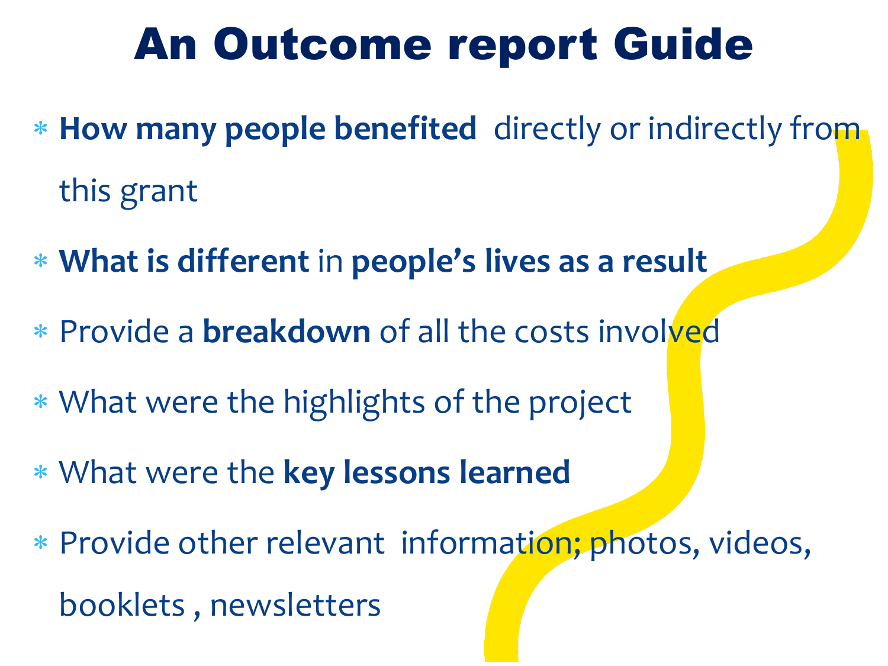# An Outcome report Guide

- **How many people benefited** directly or indirectly from this grant
- **What is different** in **people's lives as a result**
- Provide a **breakdown** of all the costs involved
- What were the highlights of the project
- What were the **key lessons learned**
- Provide other relevant information; photos, videos, booklets , newsletters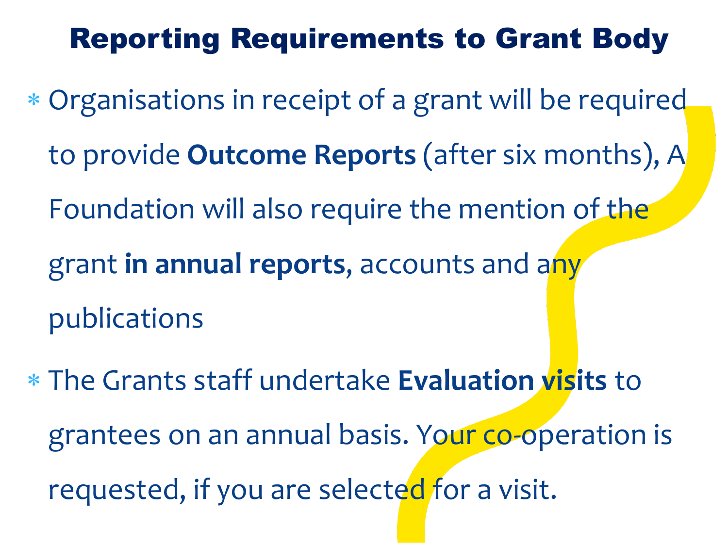# Reporting Requirements to Grant Body

- Organisations in receipt of a grant will be required to provide **Outcome Reports** (after six months), A Foundation will also require the mention of the grant **in annual reports**, accounts and any publications
- The Grants staff undertake **Evaluation visits** to grantees on an annual basis. Your co-operation is requested, if you are selected for a visit.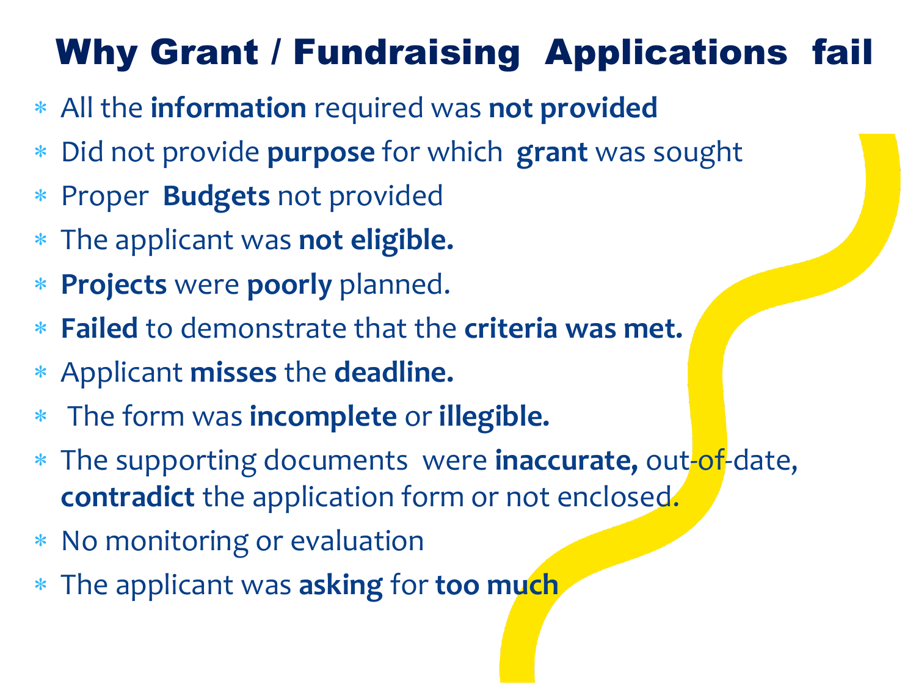# Why Grant / Fundraising Applications fail

- All the **information** required was **not provided**
- Did not provide **purpose** for which **grant** was sought
- Proper **Budgets** not provided
- The applicant was **not eligible.**
- **Projects** were **poorly** planned.
- **Failed** to demonstrate that the **criteria was met.**
- Applicant **misses** the **deadline.**
- The form was **incomplete** or **illegible.**
- The supporting documents were **inaccurate,** out-of-date, **contradict** the application form or not enclosed.
- No monitoring or evaluation
- The applicant was **asking** for **too much**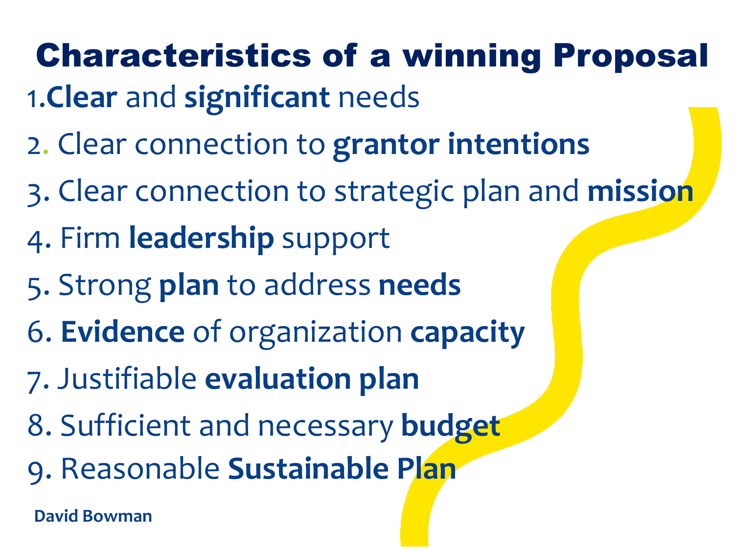# Characteristics of a winning Proposal

1. **Clear** and **significant** needs
2. Clear connection to **grantor intentions**
3. Clear connection to strategic plan and **mission**
4. Firm **leadership** support
5. Strong **plan** to address **needs**
6. **Evidence** of organization **capacity**
7. Justifiable **evaluation plan**
8. Sufficient and necessary **budget**
9. Reasonable **Sustainable Plan**

**David Bowman**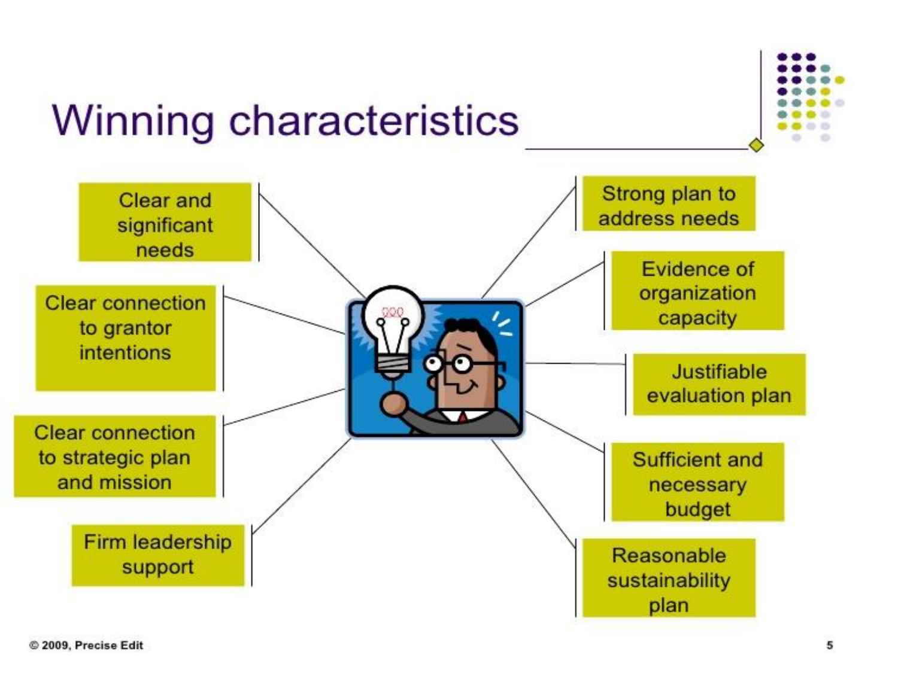# Winning characteristics

- Clear and significant needs
- Clear connection to grantor intentions
- Clear connection to strategic plan and mission
- Firm leadership support
- Strong plan to address needs
- Evidence of organization capacity
- Justifiable evaluation plan
- Sufficient and necessary budget
- Reasonable sustainability plan

© 2009, Precise Edit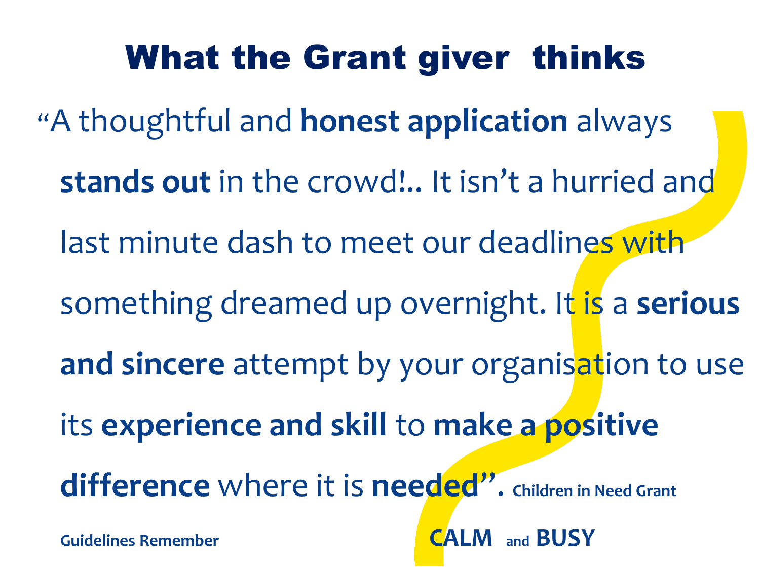# What the Grant giver thinks

"A thoughtful and **honest application** always **stands out** in the crowd!.. It isn't a hurried and last minute dash to meet our deadlines with something dreamed up overnight. It is a **serious and sincere** attempt by your organisation to use its **experience and skill** to **make a positive difference** where it is **needed**". **Children in Need Grant Guidelines Remember**

**CALM and BUSY**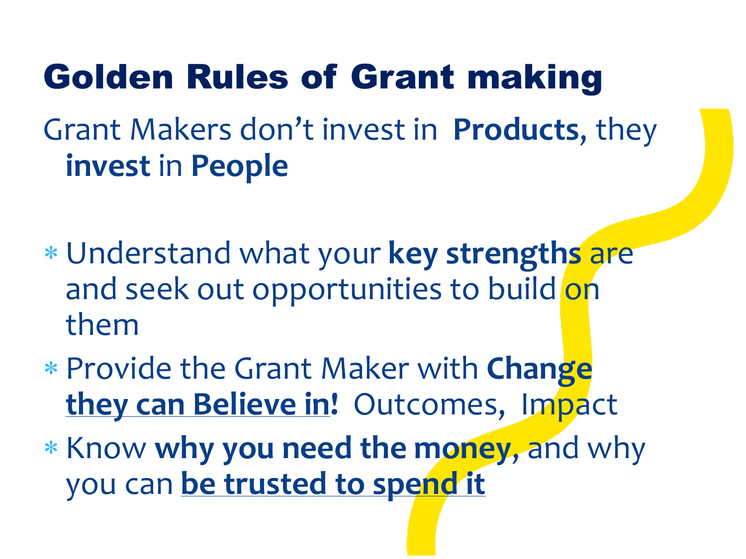# Golden Rules of Grant making

Grant Makers don't invest in **Products**, they **invest** in **People**

- Understand what your **key strengths** are and seek out opportunities to build on them
- Provide the Grant Maker with **Change they can Believe in!** Outcomes, Impact
- Know **why you need the money**, and why you can **be trusted to spend it**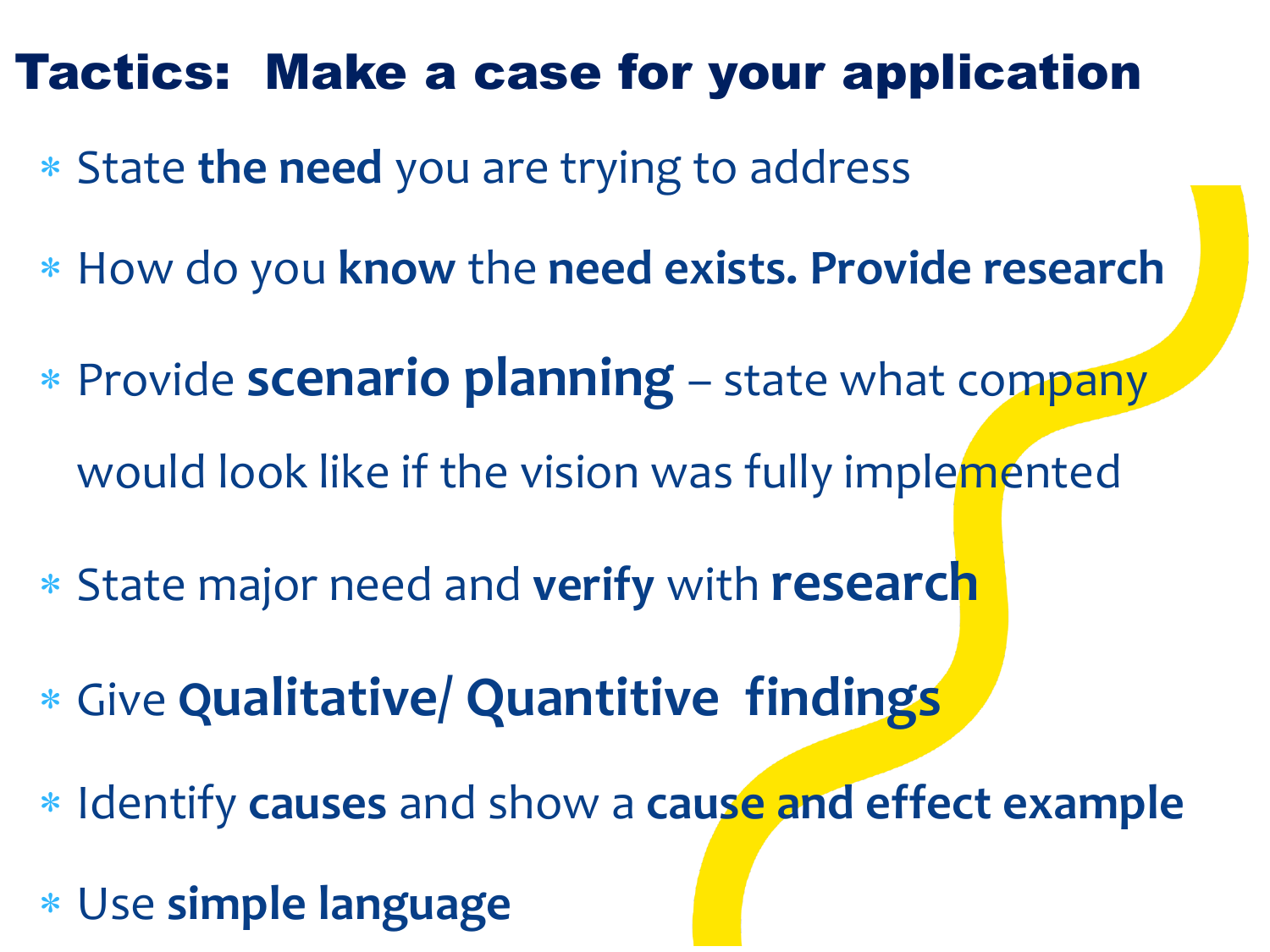# Tactics: Make a case for your application

- State **the need** you are trying to address
- How do you **know** the **need exists. Provide research**
- Provide **scenario planning** – state what company would look like if the vision was fully implemented
- State major need and **verify** with **research**
- Give **Qualitative/ Quantitive findings**
- Identify **causes** and show a **cause and effect example**
- Use **simple language**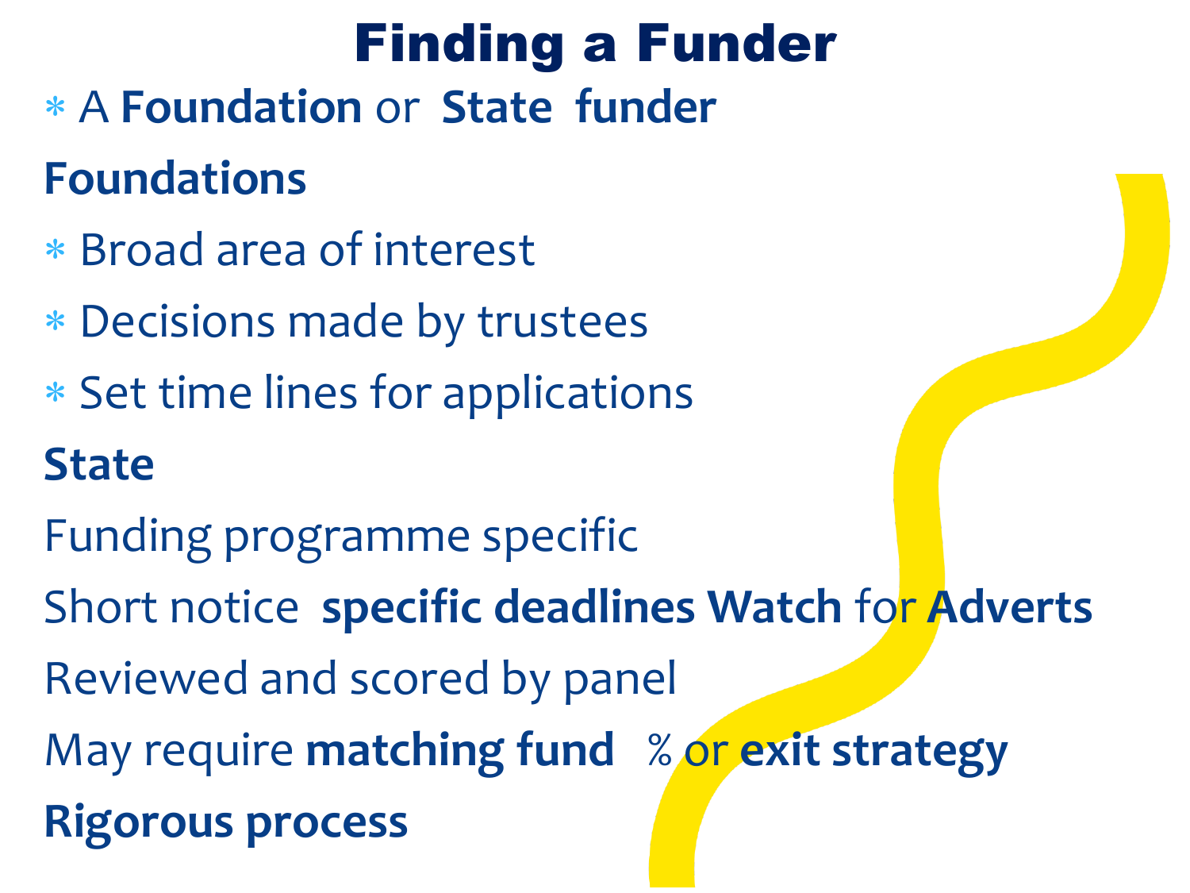# Finding a Funder

* A **Foundation** or **State funder**

**Foundations**

* Broad area of interest
* Decisions made by trustees
* Set time lines for applications

**State**

Funding programme specific

Short notice **specific deadlines Watch** for **Adverts**

Reviewed and scored by panel

May require **matching fund** % or **exit strategy**

**Rigorous process**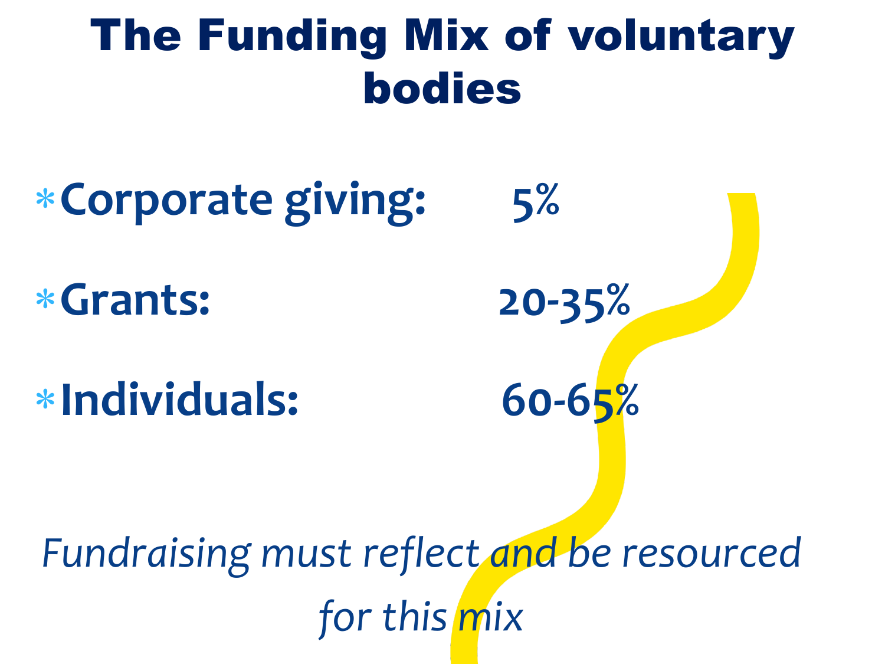# The Funding Mix of voluntary bodies

- **Corporate giving: 5%**
- **Grants: 20-35%**
- **Individuals: 60-65%**

*Fundraising must reflect and be resourced for this mix*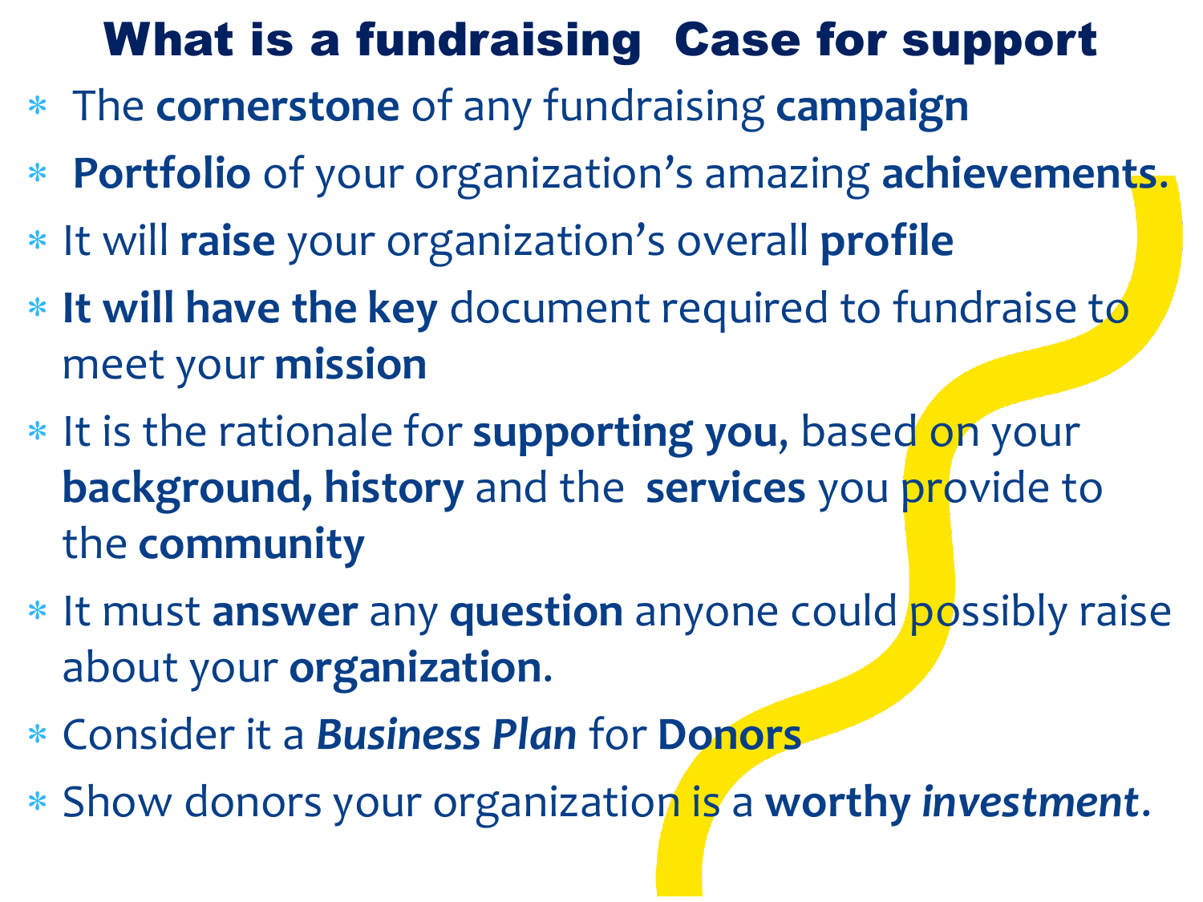# What is a fundraising Case for support

- The **cornerstone** of any fundraising **campaign**
- **Portfolio** of your organization's amazing **achievements.**
- It will **raise** your organization's overall **profile**
- **It will have the key** document required to fundraise to meet your **mission**
- It is the rationale for **supporting you**, based on your **background, history** and the **services** you provide to the **community**
- It must **answer** any **question** anyone could possibly raise about your **organization.**
- Consider it a ***Business Plan*** for **Donors**
- Show donors your organization is a **worthy *investment***.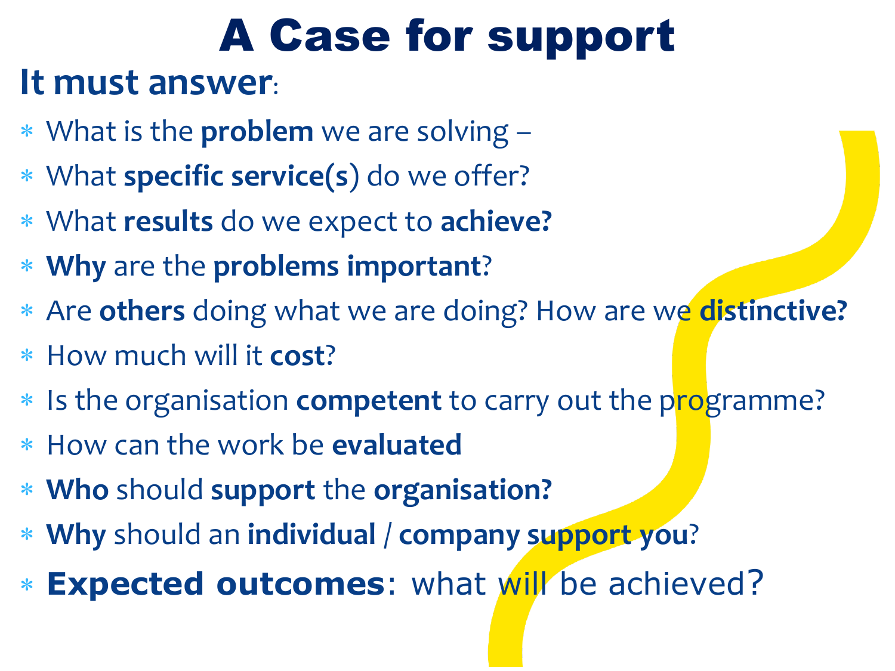# A Case for support

## It must answer:

- What is the **problem** we are solving –
- What **specific service(s**) do we offer?
- What **results** do we expect to **achieve?**
- **Why** are the **problems important**?
- Are **others** doing what we are doing? How are we **distinctive?**
- How much will it **cost**?
- Is the organisation **competent** to carry out the programme?
- How can the work be **evaluated**
- **Who** should **support** the **organisation?**
- **Why** should an **individual** / **company support you**?
- **Expected outcomes**: what will be achieved?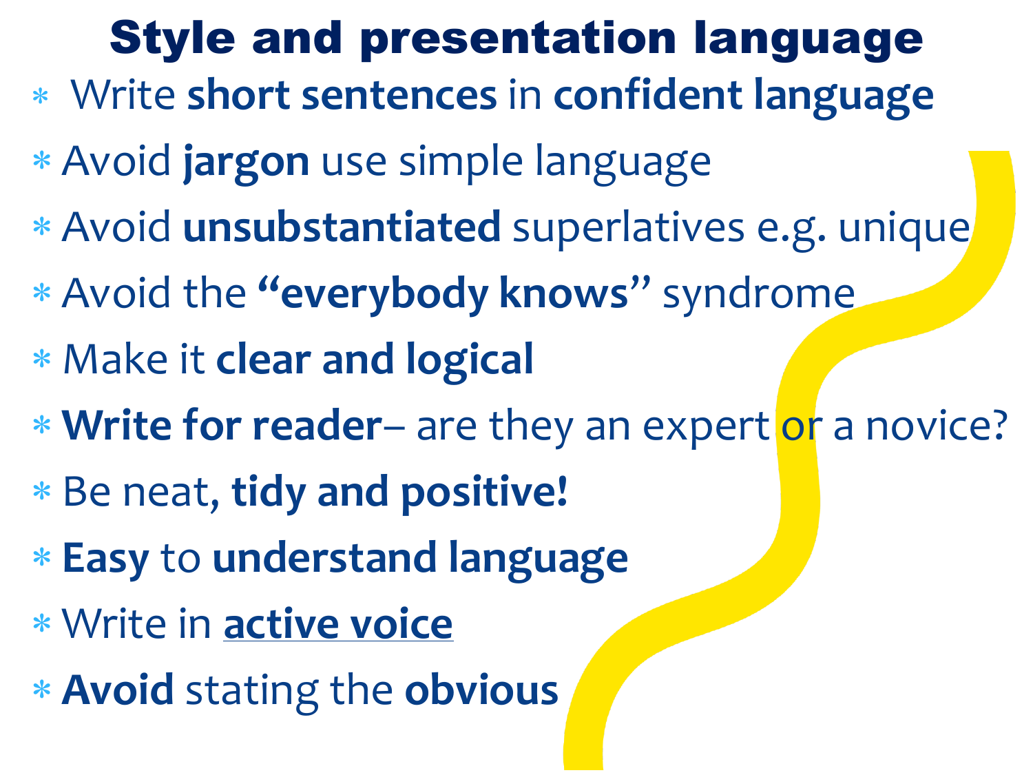# Style and presentation language

- Write **short sentences** in **confident language**
- Avoid **jargon** use simple language
- Avoid **unsubstantiated** superlatives e.g. unique
- Avoid the **"everybody knows"** syndrome
- Make it **clear and logical**
- **Write for reader**– are they an expert or a novice?
- Be neat, **tidy and positive!**
- **Easy** to **understand language**
- Write in <u>**active voice**</u>
- **Avoid** stating the **obvious**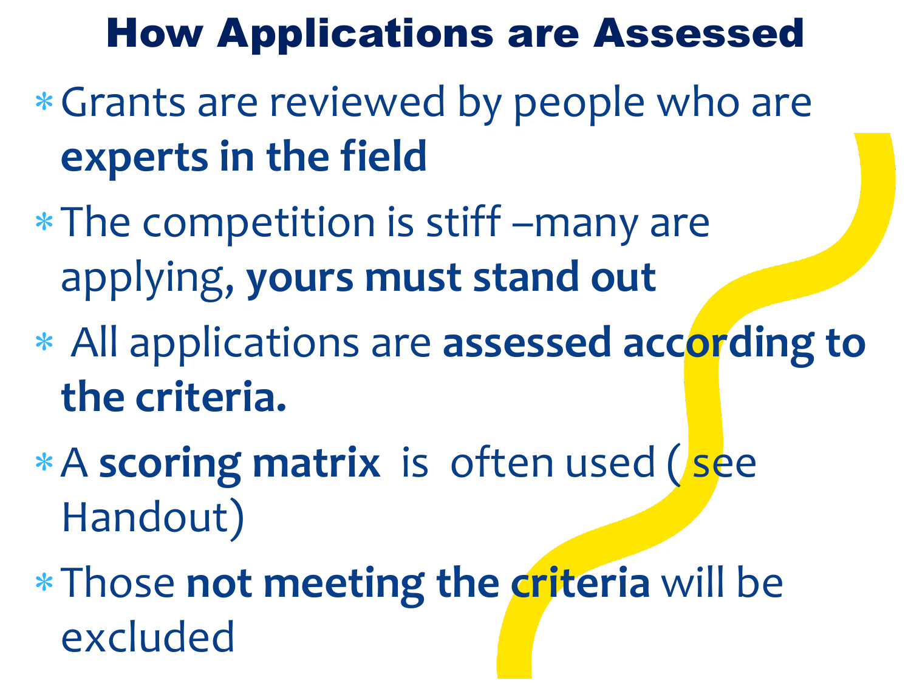# How Applications are Assessed

- Grants are reviewed by people who are **experts in the field**
- The competition is stiff –many are applying, **yours must stand out**
- All applications are **assessed according to the criteria.**
- A **scoring matrix** is often used ( see Handout)
- Those **not meeting the criteria** will be excluded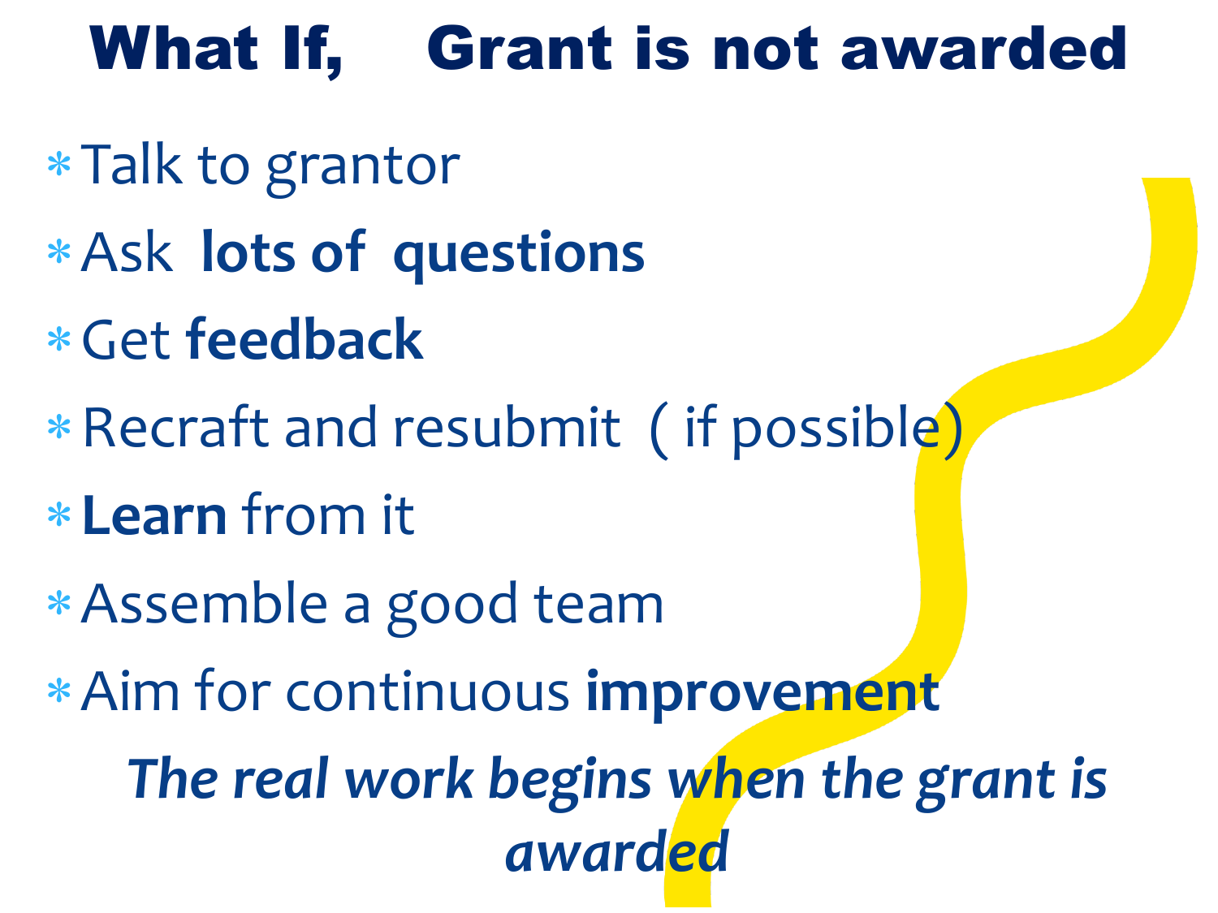# What If, Grant is not awarded

- Talk to grantor
- Ask **lots of questions**
- Get **feedback**
- Recraft and resubmit ( if possible)
- **Learn** from it
- Assemble a good team
- Aim for continuous **improvement**

***The real work begins when the grant is awarded***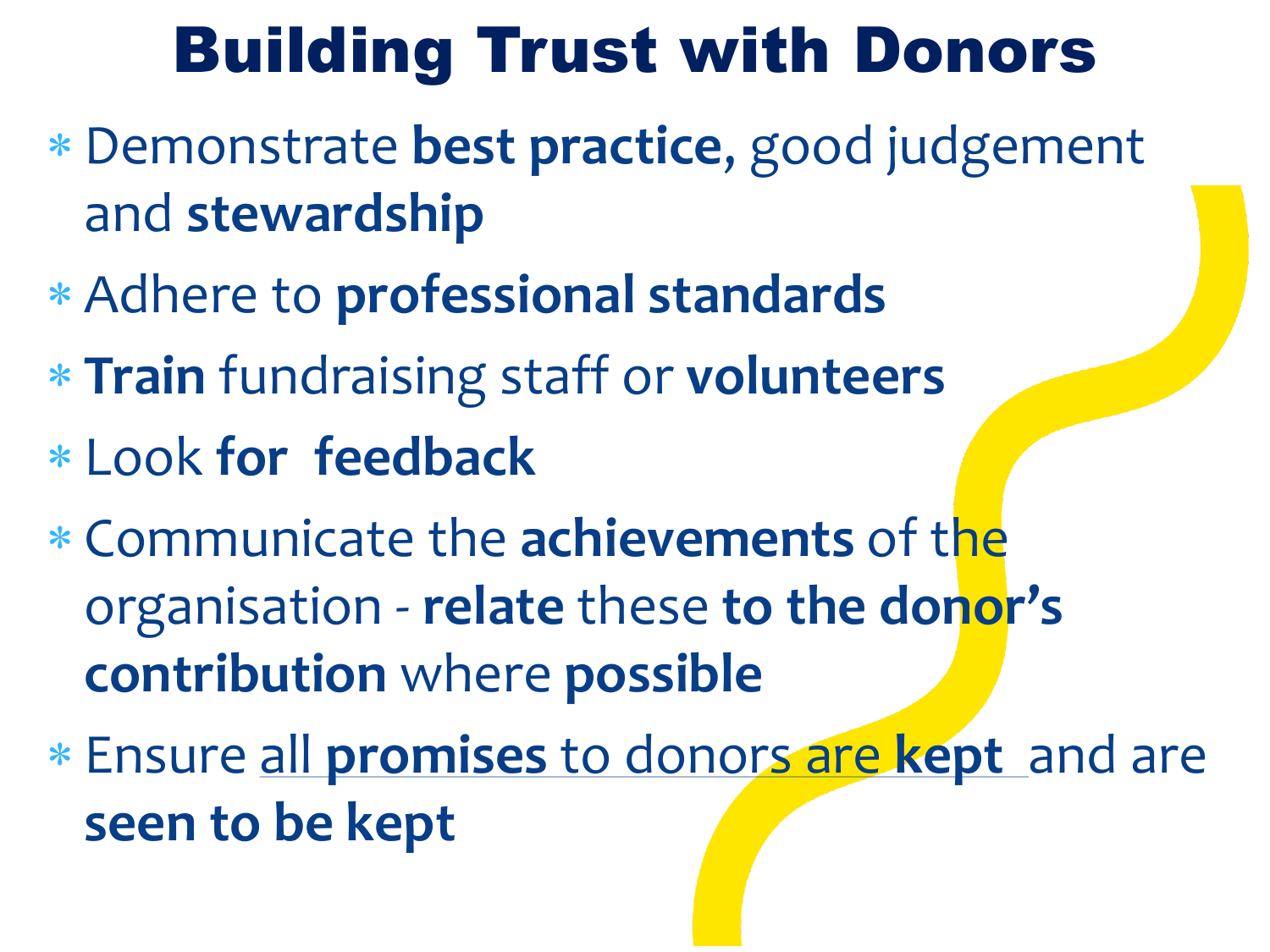# Building Trust with Donors

- Demonstrate **best practice**, good judgement and **stewardship**
- Adhere to **professional standards**
- **Train** fundraising staff or **volunteers**
- Look **for feedback**
- Communicate the **achievements** of the organisation - **relate** these **to the donor's contribution** where **possible**
- Ensure all **promises** to donors are **kept** and are **seen to be kept**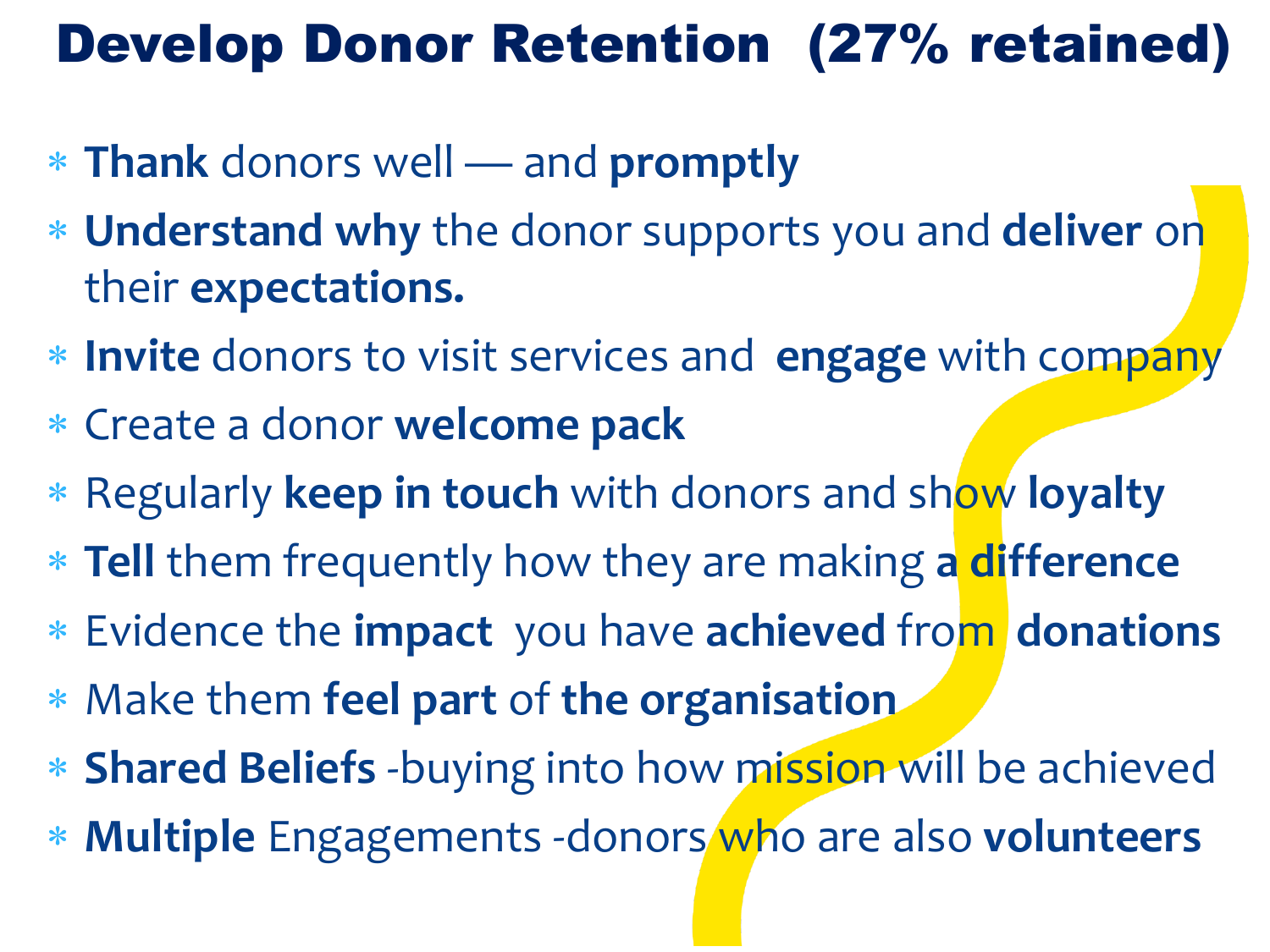# Develop Donor Retention (27% retained)

- **Thank** donors well — and **promptly**
- **Understand why** the donor supports you and **deliver** on their **expectations.**
- **Invite** donors to visit services and **engage** with company
- Create a donor **welcome pack**
- Regularly **keep in touch** with donors and show **loyalty**
- **Tell** them frequently how they are making **a difference**
- Evidence the **impact** you have **achieved** from **donations**
- Make them **feel part** of **the organisation**
- **Shared Beliefs** -buying into how mission will be achieved
- **Multiple** Engagements -donors who are also **volunteers**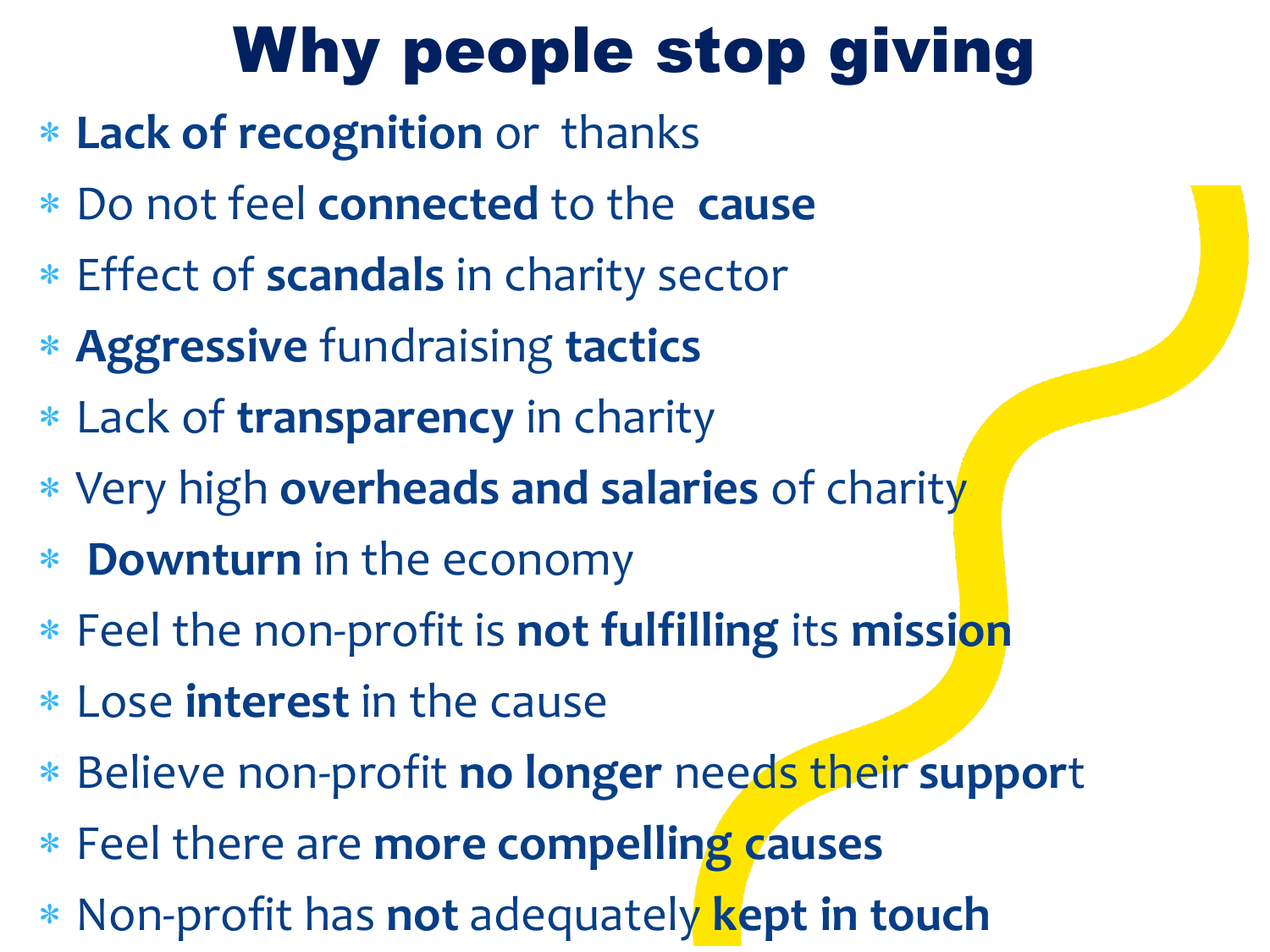# Why people stop giving

* **Lack of recognition** or thanks
* Do not feel **connected** to the **cause**
* Effect of **scandals** in charity sector
* **Aggressive** fundraising **tactics**
* Lack of **transparency** in charity
* Very high **overheads and salaries** of charity
* **Downturn** in the economy
* Feel the non-profit is **not fulfilling** its **mission**
* Lose **interest** in the cause
* Believe non-profit **no longer** needs their **support**
* Feel there are **more compelling causes**
* Non-profit has **not** adequately **kept in touch**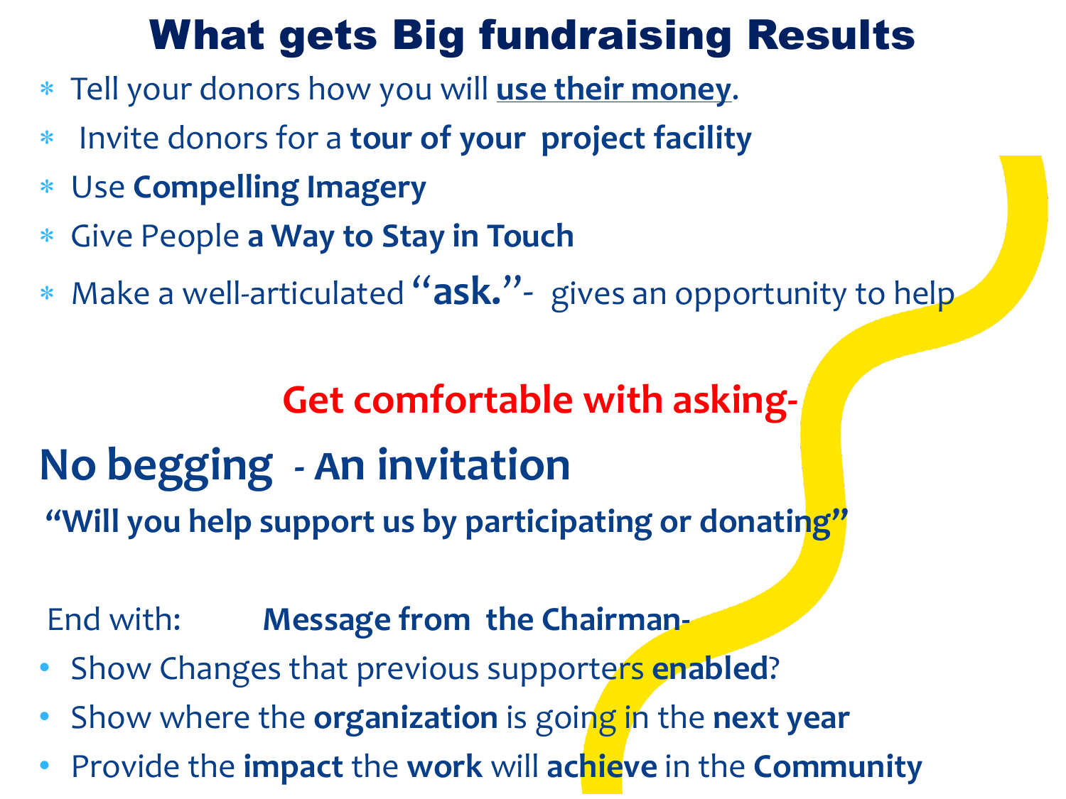# What gets Big fundraising Results

- Tell your donors how you will **use their money**.
- Invite donors for a **tour of your project facility**
- Use **Compelling Imagery**
- Give People **a Way to Stay in Touch**
- Make a well-articulated **"ask."**- gives an opportunity to help

**Get comfortable with asking-**

## No begging - An invitation

**"Will you help support us by participating or donating"**

End with: **Message from the Chairman-**

- Show Changes that previous supporters **enabled**?
- Show where the **organization** is going in the **next year**
- Provide the **impact** the **work** will **achieve** in the **Community**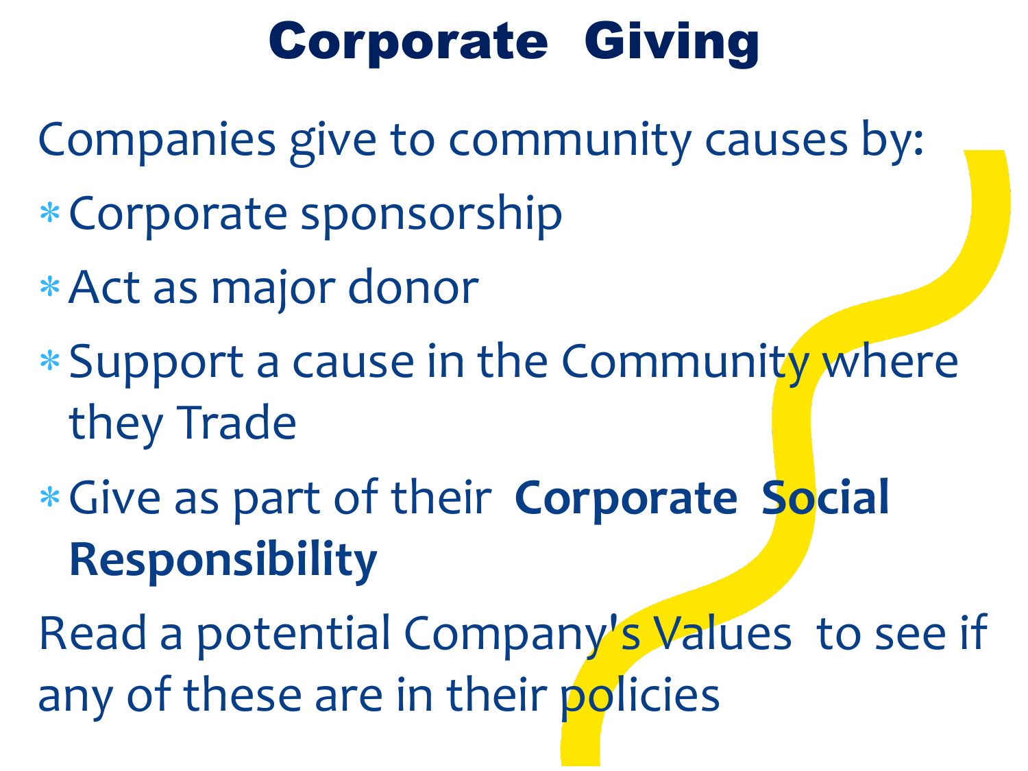# Corporate Giving

Companies give to community causes by:

- Corporate sponsorship
- Act as major donor
- Support a cause in the Community where they Trade
- Give as part of their **Corporate Social Responsibility**

Read a potential Company's Values to see if any of these are in their policies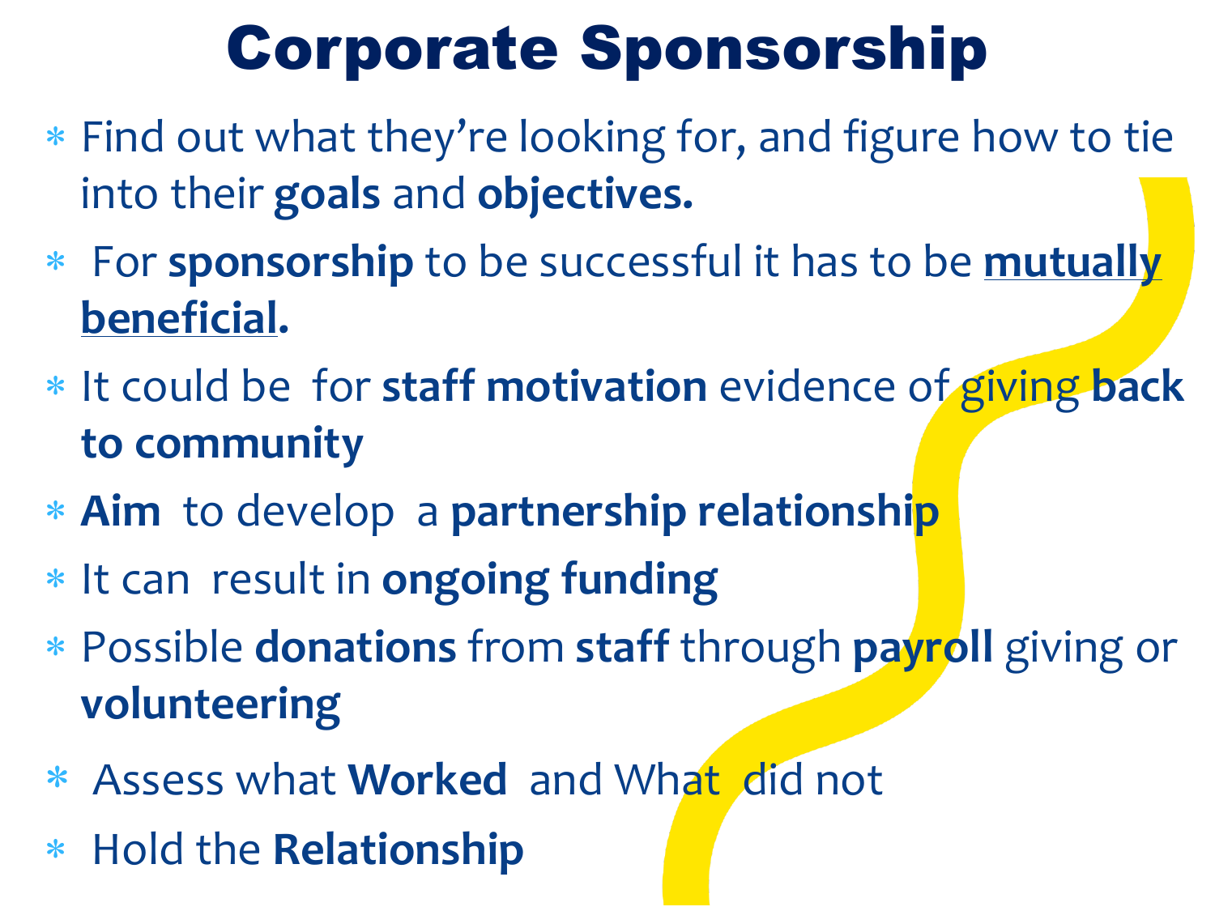# Corporate Sponsorship

- Find out what they're looking for, and figure how to tie into their **goals** and **objectives.**
- For **sponsorship** to be successful it has to be **mutually beneficial**.
- It could be for **staff motivation** evidence of giving **back to community**
- **Aim** to develop a **partnership relationship**
- It can result in **ongoing funding**
- Possible **donations** from **staff** through **payroll** giving or **volunteering**
- Assess what **Worked** and What did not
- Hold the **Relationship**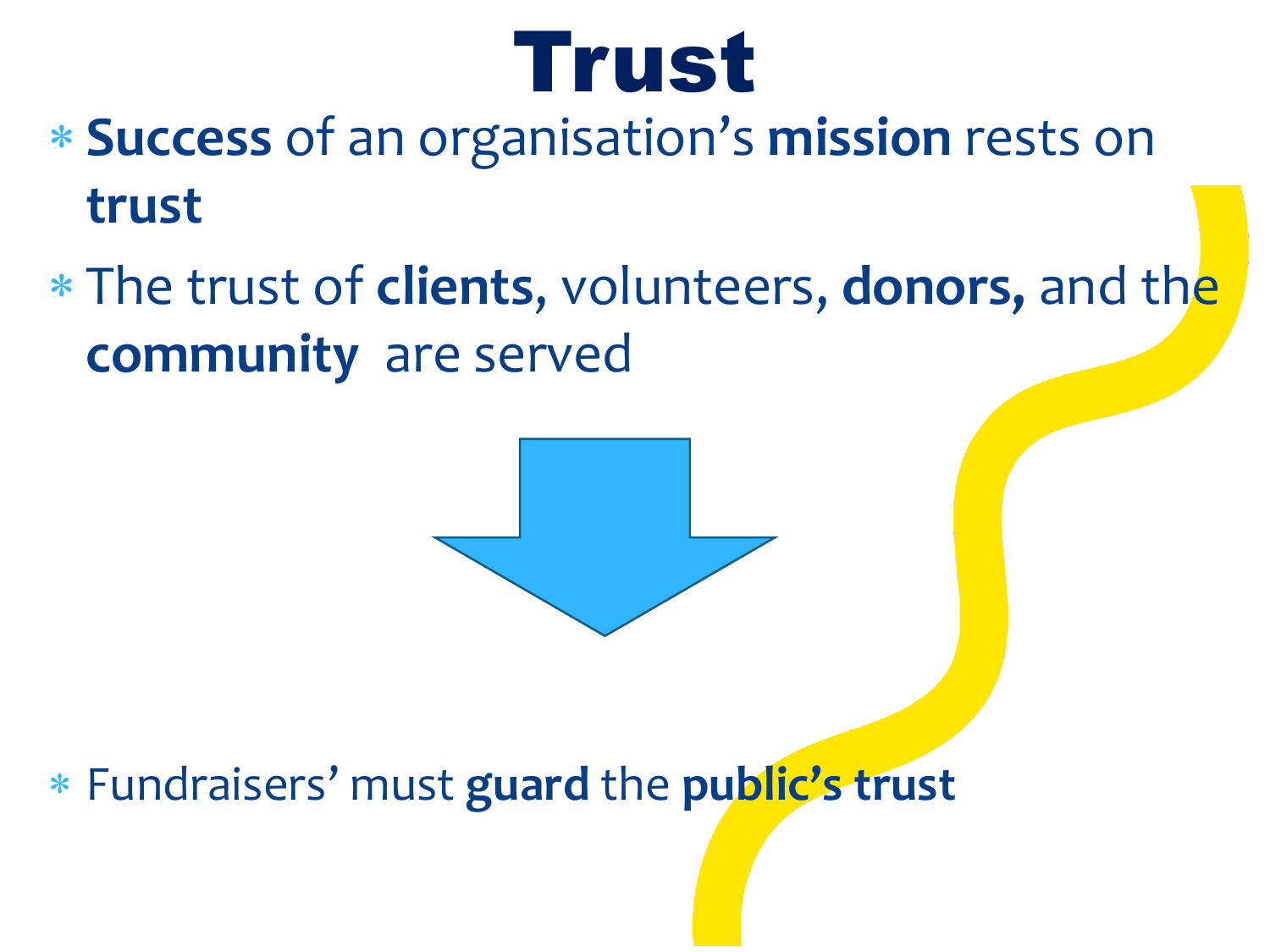# Trust

- **Success** of an organisation's **mission** rests on **trust**
- The trust of **clients**, volunteers, **donors,** and the **community** are served

- Fundraisers' must **guard** the **public's trust**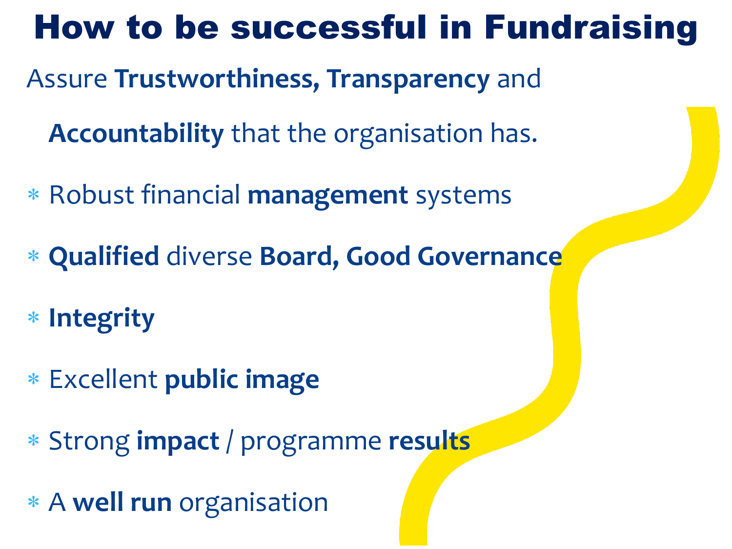# How to be successful in Fundraising

Assure **Trustworthiness, Transparency** and **Accountability** that the organisation has.

* Robust financial **management** systems
* **Qualified** diverse **Board, Good Governance**
* **Integrity**
* Excellent **public image**
* Strong **impact** / programme **results**
* A **well run** organisation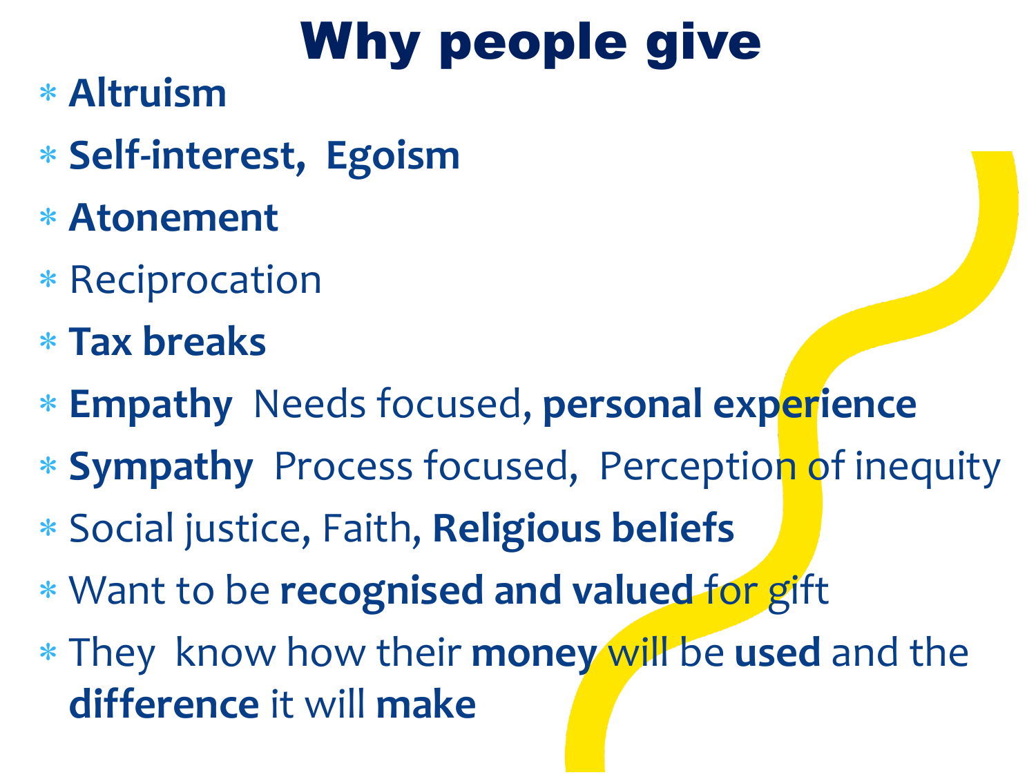# Why people give

- **Altruism**
- **Self-interest, Egoism**
- **Atonement**
- Reciprocation
- **Tax breaks**
- **Empathy** Needs focused, **personal experience**
- **Sympathy** Process focused, Perception of inequity
- Social justice, Faith, **Religious beliefs**
- Want to be **recognised and valued** for gift
- They know how their **money** will be **used** and the **difference** it will **make**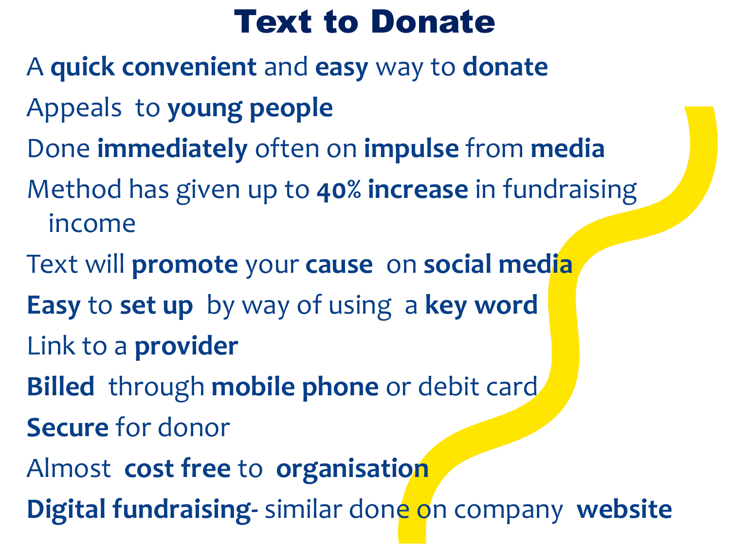# Text to Donate

A **quick convenient** and **easy** way to **donate**

Appeals to **young people**

Done **immediately** often on **impulse** from **media**

Method has given up to **40% increase** in fundraising income

Text will **promote** your **cause** on **social media**

**Easy** to **set up** by way of using a **key word**

Link to a **provider**

**Billed** through **mobile phone** or debit card

**Secure** for donor

Almost **cost free** to **organisation**

**Digital fundraising-** similar done on company **website**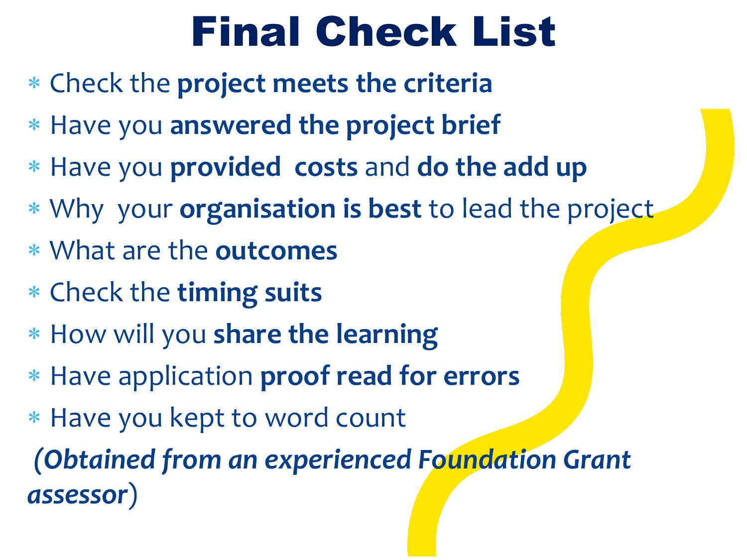# Final Check List

- Check the **project meets the criteria**
- Have you **answered the project brief**
- Have you **provided  costs** and **do the add up**
- Why  your **organisation is best** to lead the project
- What are the **outcomes**
- Check the **timing suits**
- How will you **share the learning**
- Have application **proof read for errors**
- Have you kept to word count

*(**Obtained from an experienced Foundation Grant assessor**)*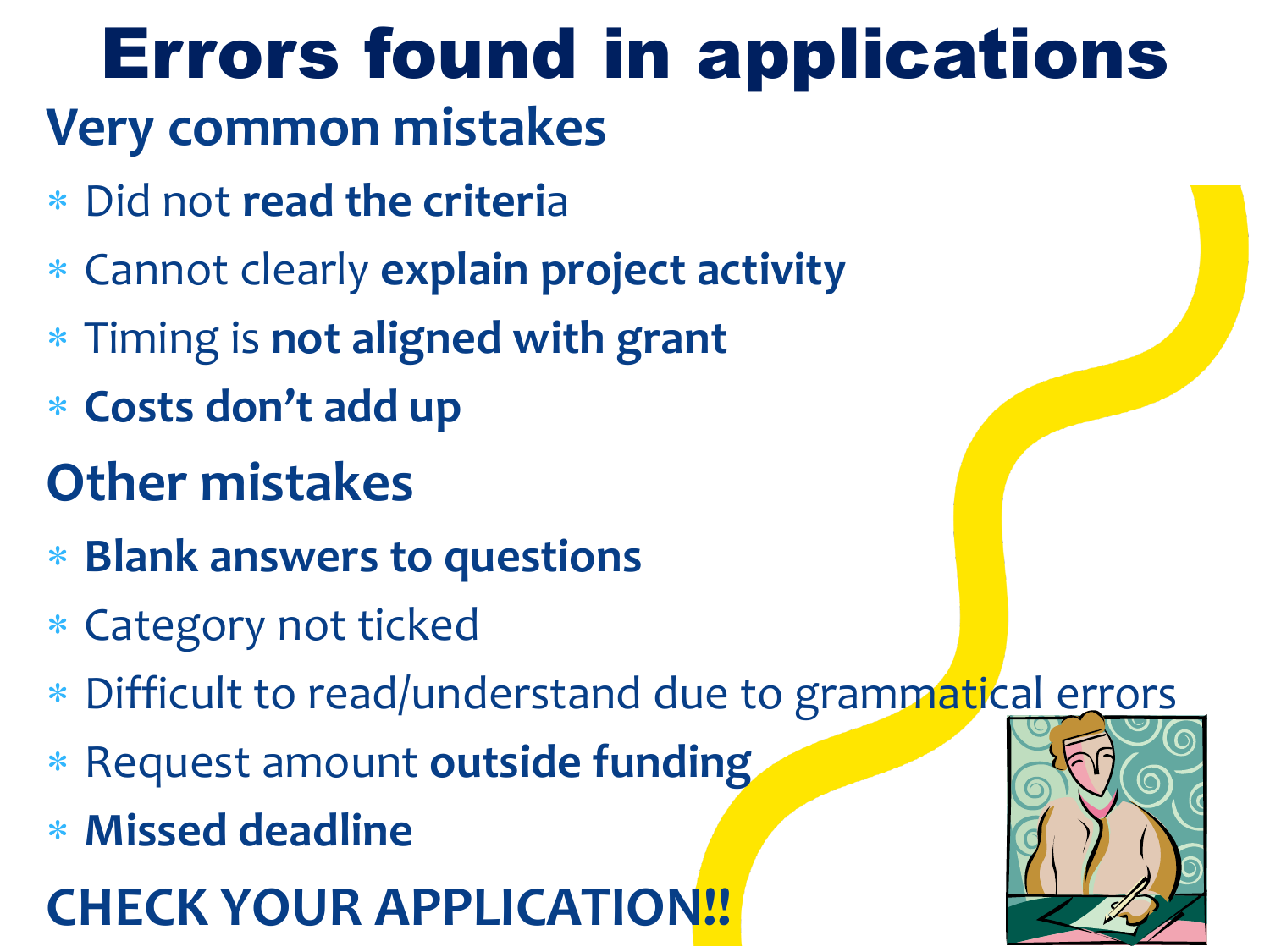# Errors found in applications

## Very common mistakes

* Did not **read the criteri**a
* Cannot clearly **explain project activity**
* Timing is **not aligned with grant**
* **Costs don't add up**

## Other mistakes

* **Blank answers to questions**
* Category not ticked
* Difficult to read/understand due to grammatical errors
* Request amount **outside funding**
* **Missed deadline**

## CHECK YOUR APPLICATION!!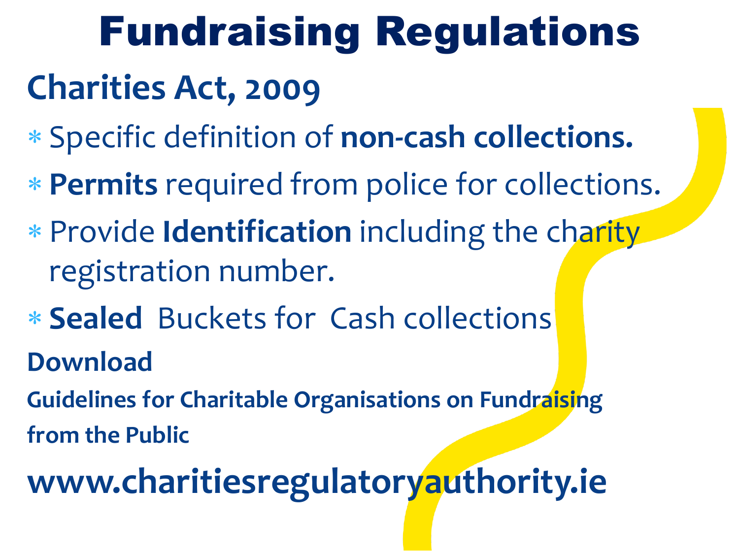# Fundraising Regulations

## Charities Act, 2009

- Specific definition of **non-cash collections.**
- **Permits** required from police for collections.
- Provide **Identification** including the charity registration number.
- **Sealed** Buckets for Cash collections

**Download**

**Guidelines for Charitable Organisations on Fundraising from the Public**

**www.charitiesregulatoryauthority.ie**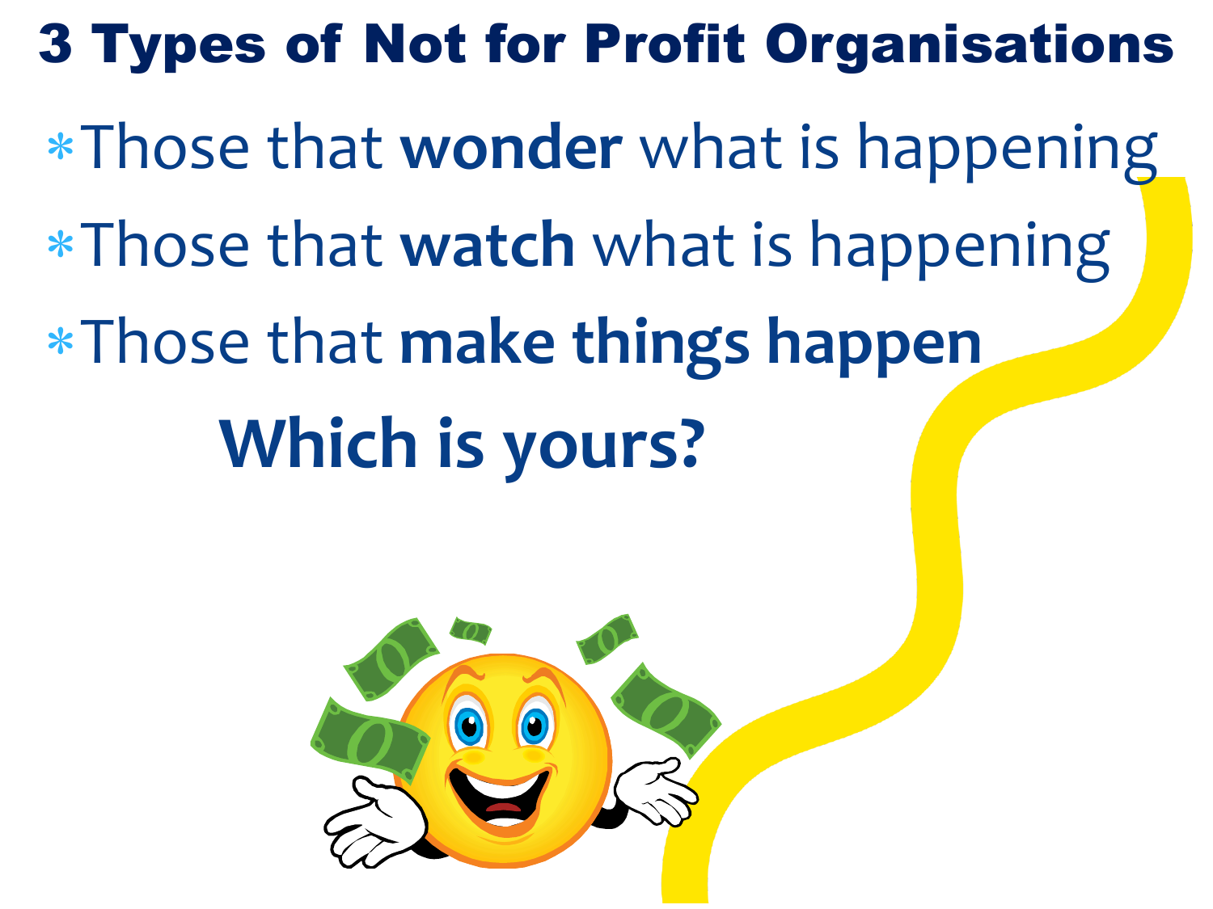# 3 Types of Not for Profit Organisations

* Those that **wonder** what is happening
* Those that **watch** what is happening
* Those that **make things happen**

**Which is yours?**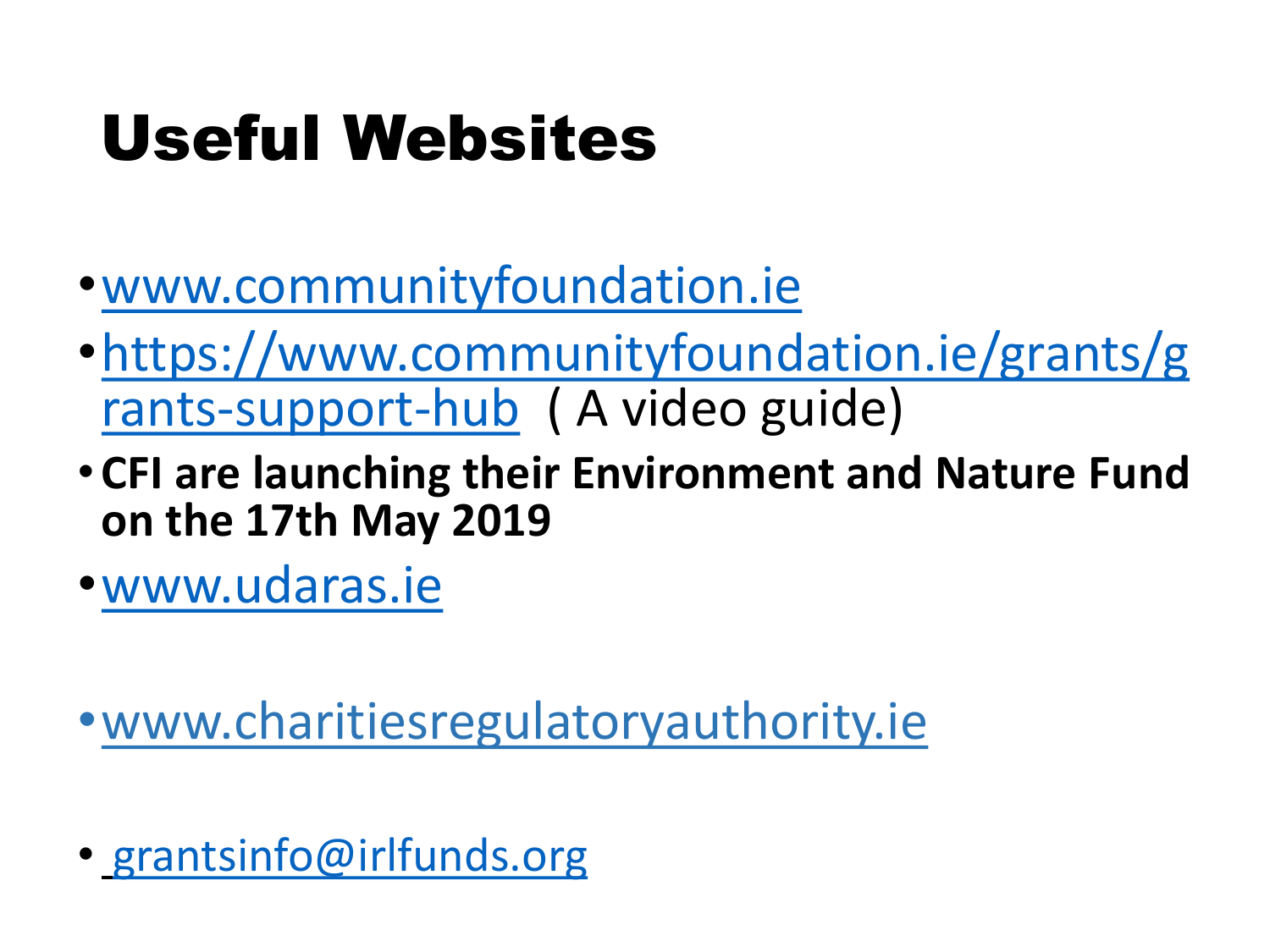# Useful Websites

- www.communityfoundation.ie
- https://www.communityfoundation.ie/grants/grants-support-hub ( A video guide)
- **CFI are launching their Environment and Nature Fund on the 17th May 2019**
- www.udaras.ie
- www.charitiesregulatoryauthority.ie
- grantsinfo@irlfunds.org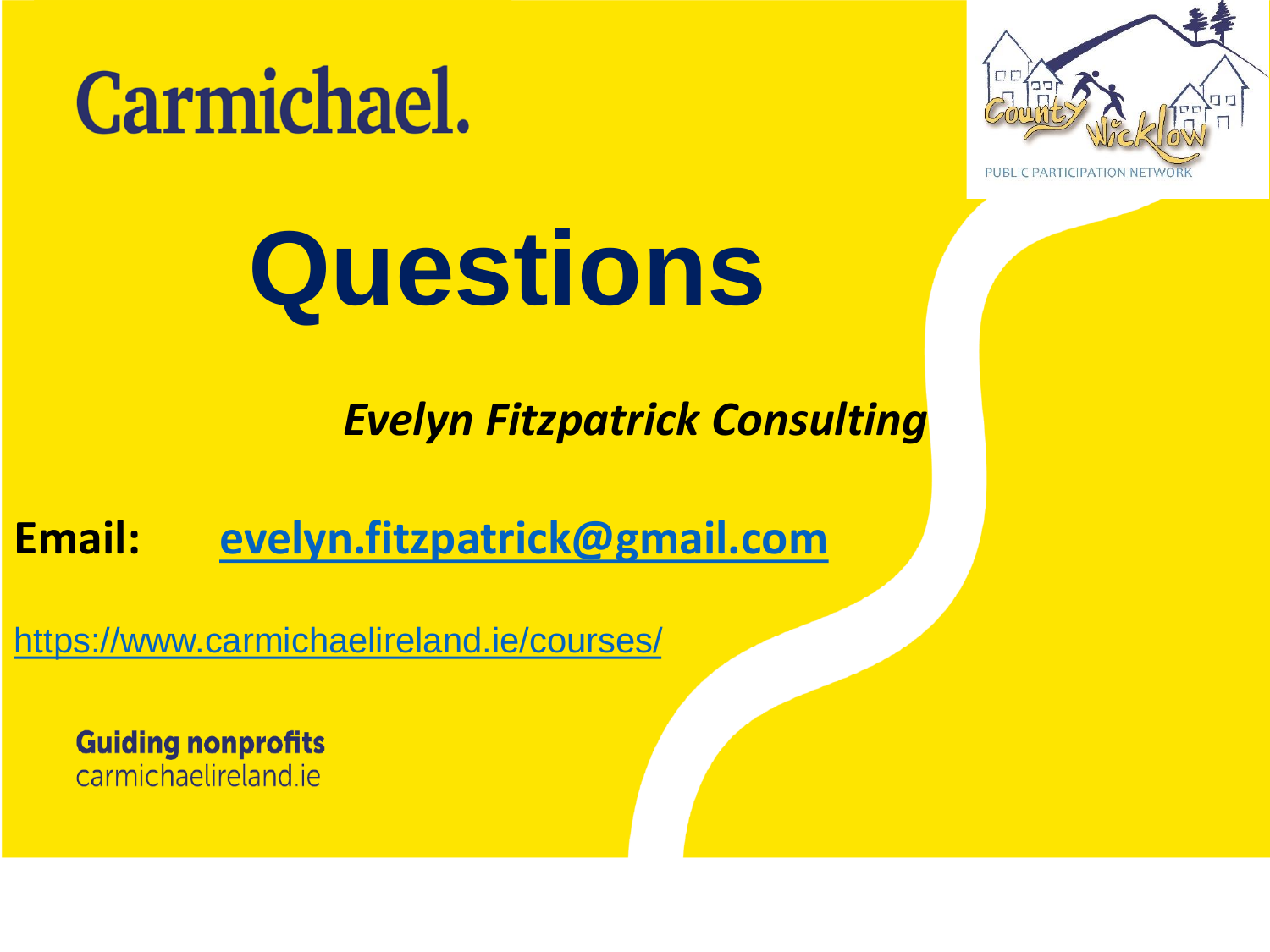Carmichael.

# Questions

*Evelyn Fitzpatrick Consulting*

**Email:** **evelyn.fitzpatrick@gmail.com**

https://www.carmichaelireland.ie/courses/

**Guiding nonprofits**
carmichaelireland.ie

County Wicklow
PUBLIC PARTICIPATION NETWORK